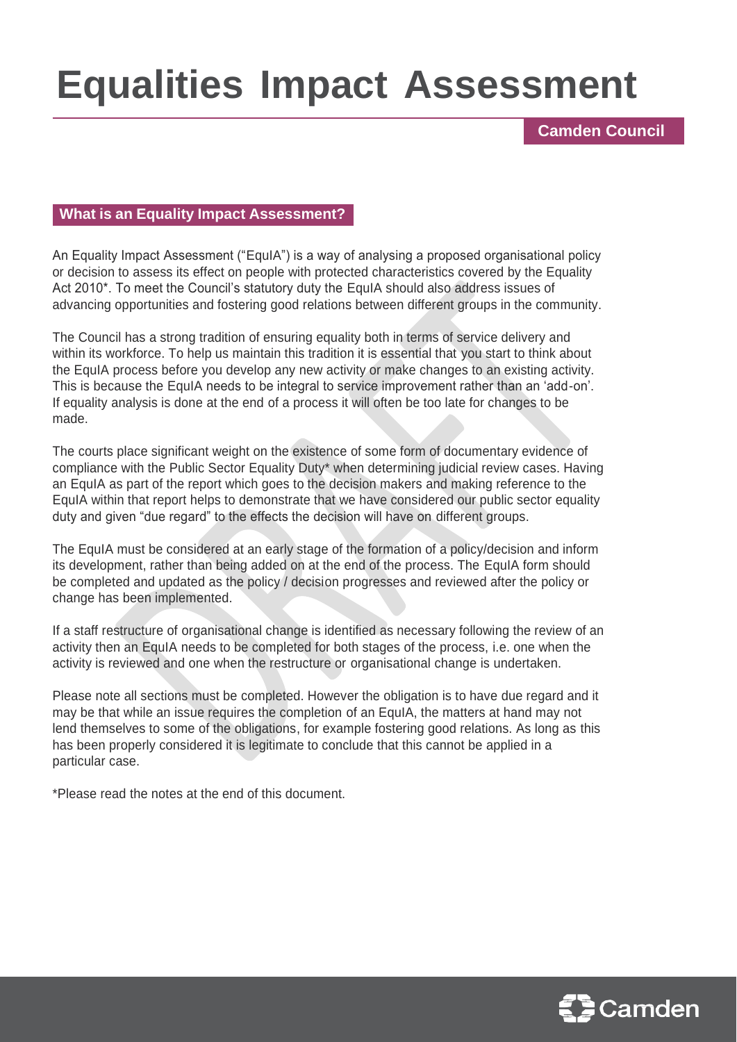# Equalities Impact Assessment

**Camden Council**

## What is an Equality Impact Assessment?

An Equality Impact Assessment ("EquIA") is a way of analysing a proposed organisational policy or decision to assess its effect on people with protected characteristics covered by the Equality Act 2010*. To meet the Council's statutory duty the EquIA should also address issues of advancing opportunities and fostering good relations between different groups in the community.

The Council has a strong tradition of ensuring equality both in terms of service delivery and within its workforce. To help us maintain this tradition it is essential that you start to think about the EquIA process before you develop any new activity or make changes to an existing activity. This is because the EquIA needs to be integral to service improvement rather than an 'add-on'. If equality analysis is done at the end of a process it will often be too late for changes to be made.

The courts place significant weight on the existence of some form of documentary evidence of compliance with the Public Sector Equality Duty* when determining judicial review cases. Having an EquIA as part of the report which goes to the decision makers and making reference to the EquIA within that report helps to demonstrate that we have considered our public sector equality duty and given "due regard" to the effects the decision will have on different groups.

The EquIA must be considered at an early stage of the formation of a policy/decision and inform its development, rather than being added on at the end of the process. The EquIA form should be completed and updated as the policy / decision progresses and reviewed after the policy or change has been implemented.

If a staff restructure of organisational change is identified as necessary following the review of an activity then an EquIA needs to be completed for both stages of the process, i.e. one when the activity is reviewed and one when the restructure or organisational change is undertaken.

Please note all sections must be completed. However the obligation is to have due regard and it may be that while an issue requires the completion of an EquIA, the matters at hand may not lend themselves to some of the obligations, for example fostering good relations. As long as this has been properly considered it is legitimate to conclude that this cannot be applied in a particular case.

*Please read the notes at the end of this document.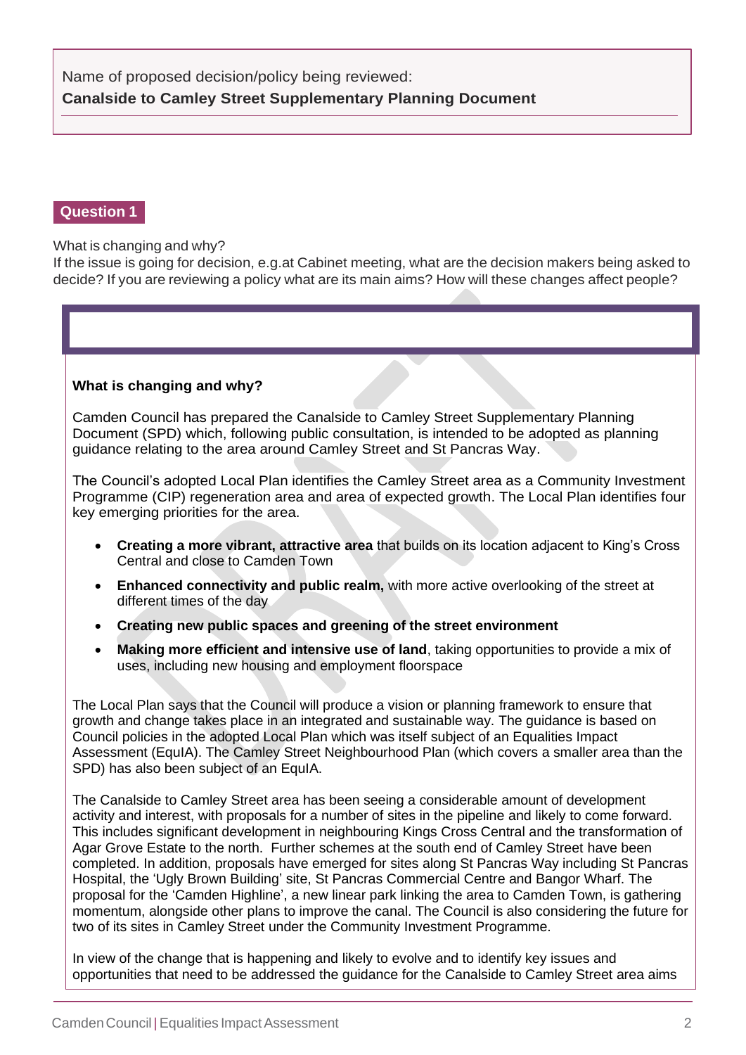Name of proposed decision/policy being reviewed:
**Canalside to Camley Street Supplementary Planning Document**

## Question 1

What is changing and why?
If the issue is going for decision, e.g.at Cabinet meeting, what are the decision makers being asked to decide? If you are reviewing a policy what are its main aims? How will these changes affect people?

**What is changing and why?**

Camden Council has prepared the Canalside to Camley Street Supplementary Planning Document (SPD) which, following public consultation, is intended to be adopted as planning guidance relating to the area around Camley Street and St Pancras Way.

The Council's adopted Local Plan identifies the Camley Street area as a Community Investment Programme (CIP) regeneration area and area of expected growth. The Local Plan identifies four key emerging priorities for the area.

- **Creating a more vibrant, attractive area** that builds on its location adjacent to King's Cross Central and close to Camden Town
- **Enhanced connectivity and public realm,** with more active overlooking of the street at different times of the day
- **Creating new public spaces and greening of the street environment**
- **Making more efficient and intensive use of land**, taking opportunities to provide a mix of uses, including new housing and employment floorspace

The Local Plan says that the Council will produce a vision or planning framework to ensure that growth and change takes place in an integrated and sustainable way. The guidance is based on Council policies in the adopted Local Plan which was itself subject of an Equalities Impact Assessment (EquIA). The Camley Street Neighbourhood Plan (which covers a smaller area than the SPD) has also been subject of an EquIA.

The Canalside to Camley Street area has been seeing a considerable amount of development activity and interest, with proposals for a number of sites in the pipeline and likely to come forward. This includes significant development in neighbouring Kings Cross Central and the transformation of Agar Grove Estate to the north. Further schemes at the south end of Camley Street have been completed. In addition, proposals have emerged for sites along St Pancras Way including St Pancras Hospital, the 'Ugly Brown Building' site, St Pancras Commercial Centre and Bangor Wharf. The proposal for the 'Camden Highline', a new linear park linking the area to Camden Town, is gathering momentum, alongside other plans to improve the canal. The Council is also considering the future for two of its sites in Camley Street under the Community Investment Programme.

In view of the change that is happening and likely to evolve and to identify key issues and opportunities that need to be addressed the guidance for the Canalside to Camley Street area aims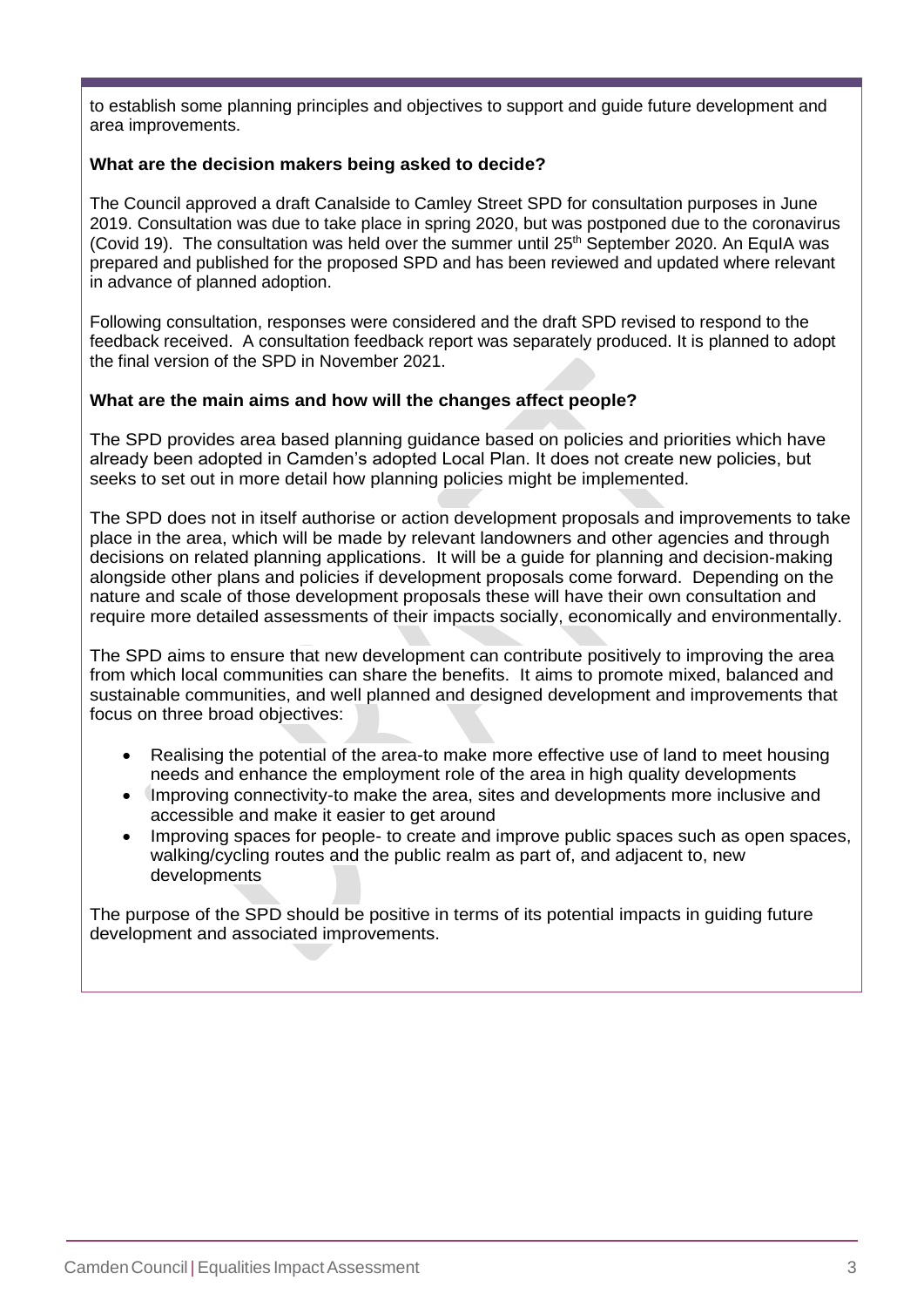to establish some planning principles and objectives to support and guide future development and area improvements.

**What are the decision makers being asked to decide?**

The Council approved a draft Canalside to Camley Street SPD for consultation purposes in June 2019. Consultation was due to take place in spring 2020, but was postponed due to the coronavirus (Covid 19). The consultation was held over the summer until 25th September 2020. An EquIA was prepared and published for the proposed SPD and has been reviewed and updated where relevant in advance of planned adoption.

Following consultation, responses were considered and the draft SPD revised to respond to the feedback received. A consultation feedback report was separately produced. It is planned to adopt the final version of the SPD in November 2021.

**What are the main aims and how will the changes affect people?**

The SPD provides area based planning guidance based on policies and priorities which have already been adopted in Camden's adopted Local Plan. It does not create new policies, but seeks to set out in more detail how planning policies might be implemented.

The SPD does not in itself authorise or action development proposals and improvements to take place in the area, which will be made by relevant landowners and other agencies and through decisions on related planning applications. It will be a guide for planning and decision-making alongside other plans and policies if development proposals come forward. Depending on the nature and scale of those development proposals these will have their own consultation and require more detailed assessments of their impacts socially, economically and environmentally.

The SPD aims to ensure that new development can contribute positively to improving the area from which local communities can share the benefits. It aims to promote mixed, balanced and sustainable communities, and well planned and designed development and improvements that focus on three broad objectives:

- Realising the potential of the area-to make more effective use of land to meet housing needs and enhance the employment role of the area in high quality developments
- Improving connectivity-to make the area, sites and developments more inclusive and accessible and make it easier to get around
- Improving spaces for people- to create and improve public spaces such as open spaces, walking/cycling routes and the public realm as part of, and adjacent to, new developments

The purpose of the SPD should be positive in terms of its potential impacts in guiding future development and associated improvements.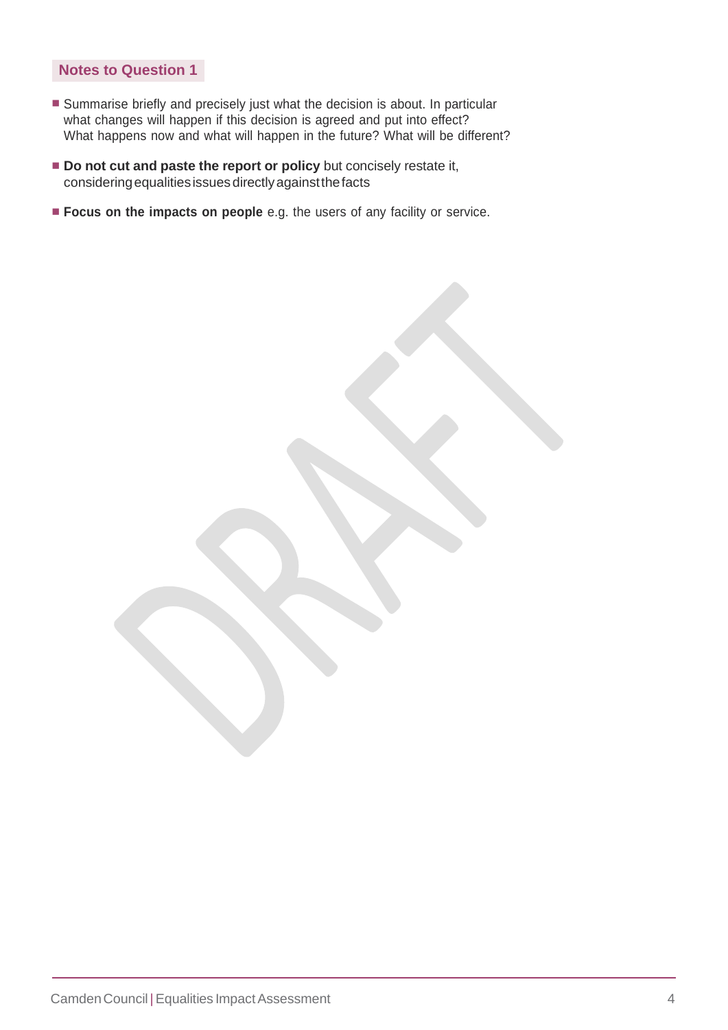## Notes to Question 1

- Summarise briefly and precisely just what the decision is about. In particular what changes will happen if this decision is agreed and put into effect? What happens now and what will happen in the future? What will be different?
- **Do not cut and paste the report or policy** but concisely restate it, considering equalities issues directly against the facts
- **Focus on the impacts on people** e.g. the users of any facility or service.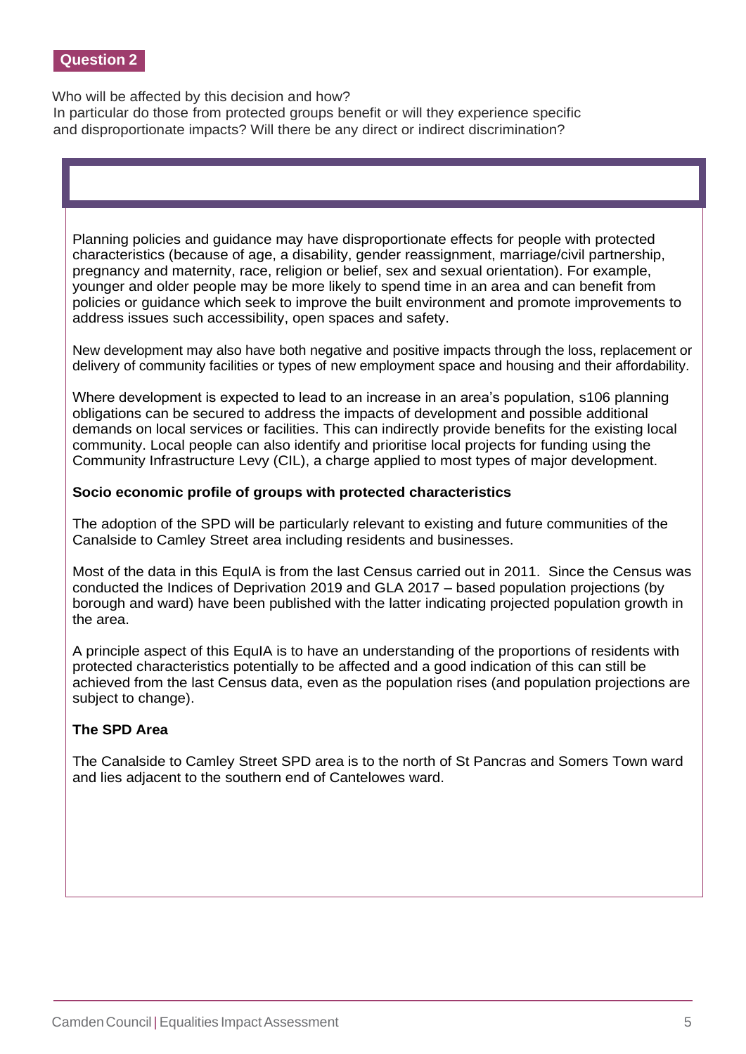## Question 2

Who will be affected by this decision and how?
In particular do those from protected groups benefit or will they experience specific and disproportionate impacts? Will there be any direct or indirect discrimination?

Planning policies and guidance may have disproportionate effects for people with protected characteristics (because of age, a disability, gender reassignment, marriage/civil partnership, pregnancy and maternity, race, religion or belief, sex and sexual orientation). For example, younger and older people may be more likely to spend time in an area and can benefit from policies or guidance which seek to improve the built environment and promote improvements to address issues such accessibility, open spaces and safety.

New development may also have both negative and positive impacts through the loss, replacement or delivery of community facilities or types of new employment space and housing and their affordability.

Where development is expected to lead to an increase in an area's population, s106 planning obligations can be secured to address the impacts of development and possible additional demands on local services or facilities. This can indirectly provide benefits for the existing local community. Local people can also identify and prioritise local projects for funding using the Community Infrastructure Levy (CIL), a charge applied to most types of major development.

**Socio economic profile of groups with protected characteristics**

The adoption of the SPD will be particularly relevant to existing and future communities of the Canalside to Camley Street area including residents and businesses.

Most of the data in this EquIA is from the last Census carried out in 2011. Since the Census was conducted the Indices of Deprivation 2019 and GLA 2017 – based population projections (by borough and ward) have been published with the latter indicating projected population growth in the area.

A principle aspect of this EquIA is to have an understanding of the proportions of residents with protected characteristics potentially to be affected and a good indication of this can still be achieved from the last Census data, even as the population rises (and population projections are subject to change).

**The SPD Area**

The Canalside to Camley Street SPD area is to the north of St Pancras and Somers Town ward and lies adjacent to the southern end of Cantelowes ward.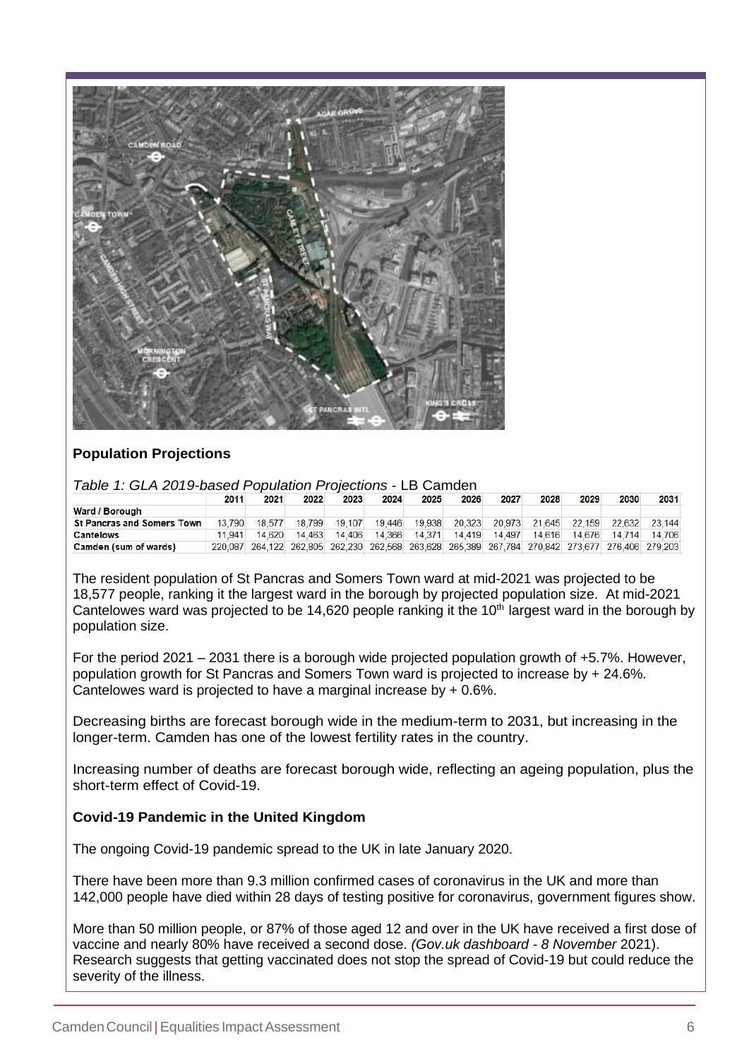## Population Projections

*Table 1: GLA 2019-based Population Projections* - LB Camden

| Ward / Borough | 2011 | 2021 | 2022 | 2023 | 2024 | 2025 | 2026 | 2027 | 2028 | 2029 | 2030 | 2031 |
|---|---|---|---|---|---|---|---|---|---|---|---|---|
| St Pancras and Somers Town | 13,790 | 18,577 | 18,799 | 19,107 | 19,446 | 19,938 | 20,323 | 20,973 | 21,645 | 22,159 | 22,632 | 23,144 |
| Cantelows | 11,941 | 14,620 | 14,463 | 14,406 | 14,366 | 14,371 | 14,419 | 14,497 | 14,616 | 14,676 | 14,714 | 14,706 |
| Camden (sum of wards) | 220,087 | 264,122 | 262,805 | 262,230 | 262,568 | 263,628 | 265,389 | 267,784 | 270,842 | 273,677 | 276,406 | 279,203 |

The resident population of St Pancras and Somers Town ward at mid-2021 was projected to be 18,577 people, ranking it the largest ward in the borough by projected population size. At mid-2021 Cantelowes ward was projected to be 14,620 people ranking it the 10th largest ward in the borough by population size.

For the period 2021 – 2031 there is a borough wide projected population growth of +5.7%. However, population growth for St Pancras and Somers Town ward is projected to increase by + 24.6%. Cantelowes ward is projected to have a marginal increase by + 0.6%.

Decreasing births are forecast borough wide in the medium-term to 2031, but increasing in the longer-term. Camden has one of the lowest fertility rates in the country.

Increasing number of deaths are forecast borough wide, reflecting an ageing population, plus the short-term effect of Covid-19.

## Covid-19 Pandemic in the United Kingdom

The ongoing Covid-19 pandemic spread to the UK in late January 2020.

There have been more than 9.3 million confirmed cases of coronavirus in the UK and more than 142,000 people have died within 28 days of testing positive for coronavirus, government figures show.

More than 50 million people, or 87% of those aged 12 and over in the UK have received a first dose of vaccine and nearly 80% have received a second dose. *(Gov.uk dashboard - 8 November* 2021). Research suggests that getting vaccinated does not stop the spread of Covid-19 but could reduce the severity of the illness.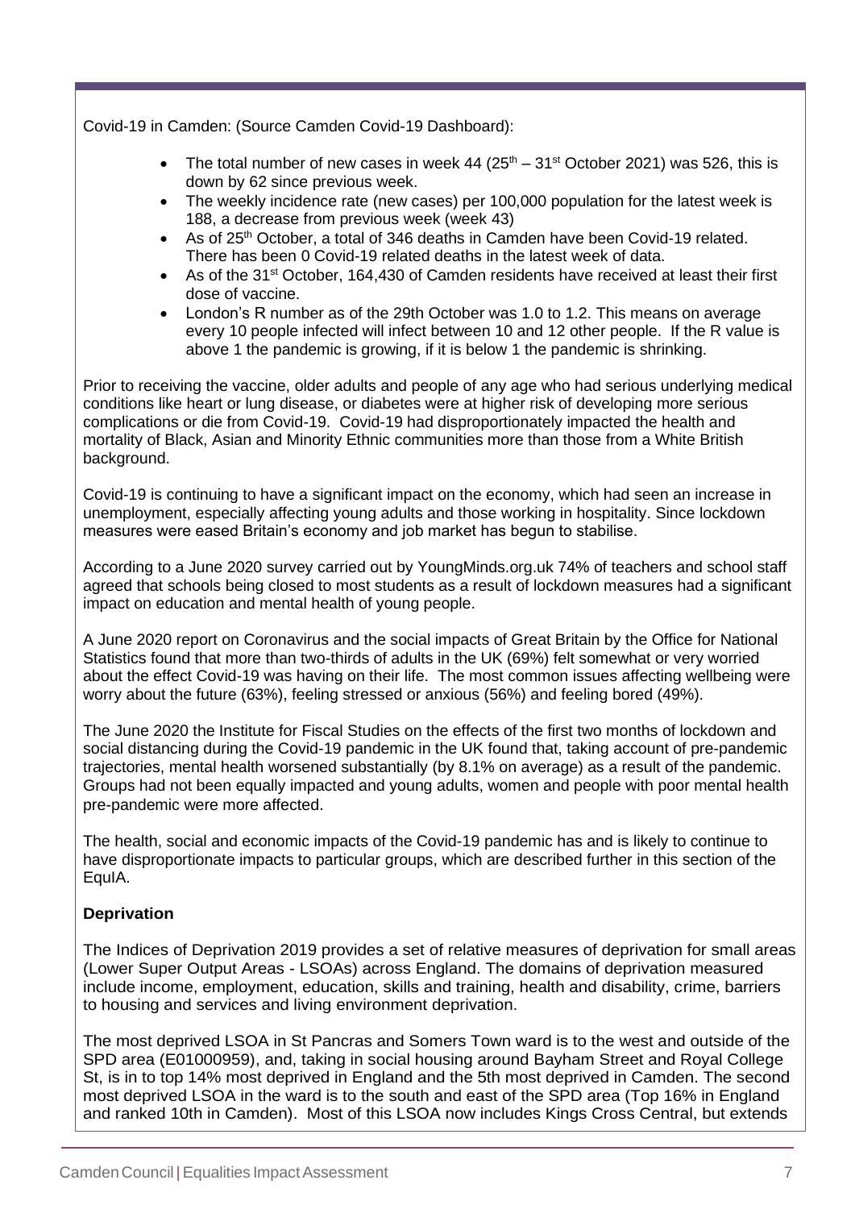Covid-19 in Camden: (Source Camden Covid-19 Dashboard):

- The total number of new cases in week 44 (25th – 31st October 2021) was 526, this is down by 62 since previous week.
- The weekly incidence rate (new cases) per 100,000 population for the latest week is 188, a decrease from previous week (week 43)
- As of 25th October, a total of 346 deaths in Camden have been Covid-19 related. There has been 0 Covid-19 related deaths in the latest week of data.
- As of the 31st October, 164,430 of Camden residents have received at least their first dose of vaccine.
- London's R number as of the 29th October was 1.0 to 1.2. This means on average every 10 people infected will infect between 10 and 12 other people. If the R value is above 1 the pandemic is growing, if it is below 1 the pandemic is shrinking.

Prior to receiving the vaccine, older adults and people of any age who had serious underlying medical conditions like heart or lung disease, or diabetes were at higher risk of developing more serious complications or die from Covid-19. Covid-19 had disproportionately impacted the health and mortality of Black, Asian and Minority Ethnic communities more than those from a White British background.

Covid-19 is continuing to have a significant impact on the economy, which had seen an increase in unemployment, especially affecting young adults and those working in hospitality. Since lockdown measures were eased Britain's economy and job market has begun to stabilise.

According to a June 2020 survey carried out by YoungMinds.org.uk 74% of teachers and school staff agreed that schools being closed to most students as a result of lockdown measures had a significant impact on education and mental health of young people.

A June 2020 report on Coronavirus and the social impacts of Great Britain by the Office for National Statistics found that more than two-thirds of adults in the UK (69%) felt somewhat or very worried about the effect Covid-19 was having on their life. The most common issues affecting wellbeing were worry about the future (63%), feeling stressed or anxious (56%) and feeling bored (49%).

The June 2020 the Institute for Fiscal Studies on the effects of the first two months of lockdown and social distancing during the Covid-19 pandemic in the UK found that, taking account of pre-pandemic trajectories, mental health worsened substantially (by 8.1% on average) as a result of the pandemic. Groups had not been equally impacted and young adults, women and people with poor mental health pre-pandemic were more affected.

The health, social and economic impacts of the Covid-19 pandemic has and is likely to continue to have disproportionate impacts to particular groups, which are described further in this section of the EqIA.

**Deprivation**

The Indices of Deprivation 2019 provides a set of relative measures of deprivation for small areas (Lower Super Output Areas - LSOAs) across England. The domains of deprivation measured include income, employment, education, skills and training, health and disability, crime, barriers to housing and services and living environment deprivation.

The most deprived LSOA in St Pancras and Somers Town ward is to the west and outside of the SPD area (E01000959), and, taking in social housing around Bayham Street and Royal College St, is in to top 14% most deprived in England and the 5th most deprived in Camden. The second most deprived LSOA in the ward is to the south and east of the SPD area (Top 16% in England and ranked 10th in Camden). Most of this LSOA now includes Kings Cross Central, but extends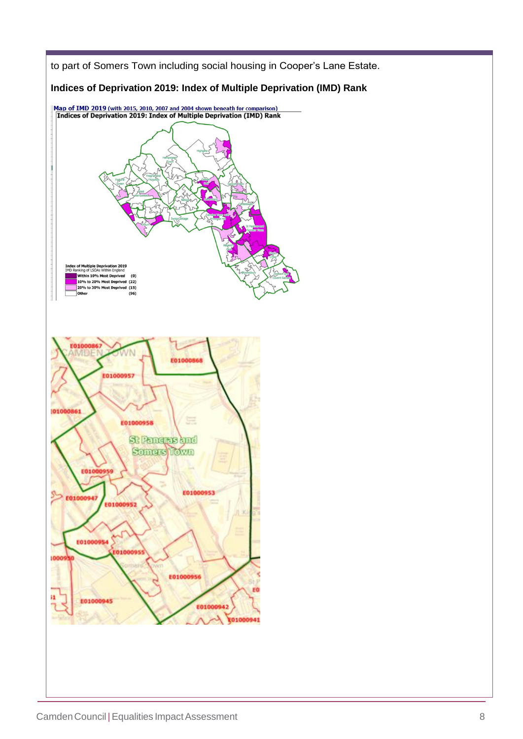to part of Somers Town including social housing in Cooper's Lane Estate.

**Indices of Deprivation 2019: Index of Multiple Deprivation (IMD) Rank**

Map of IMD 2019 (with 2015, 2010, 2007 and 2004 shown beneath for comparison)

Indices of Deprivation 2019: Index of Multiple Deprivation (IMD) Rank

Index of Multiple Deprivation 2019
IMD Ranking of LSOAs Within England

| | |
|---|---|
| Within 10% Most Deprived | (0) |
| 10% to 20% Most Deprived | (22) |
| 20% to 30% Most Deprived | (15) |
| Other | (96) |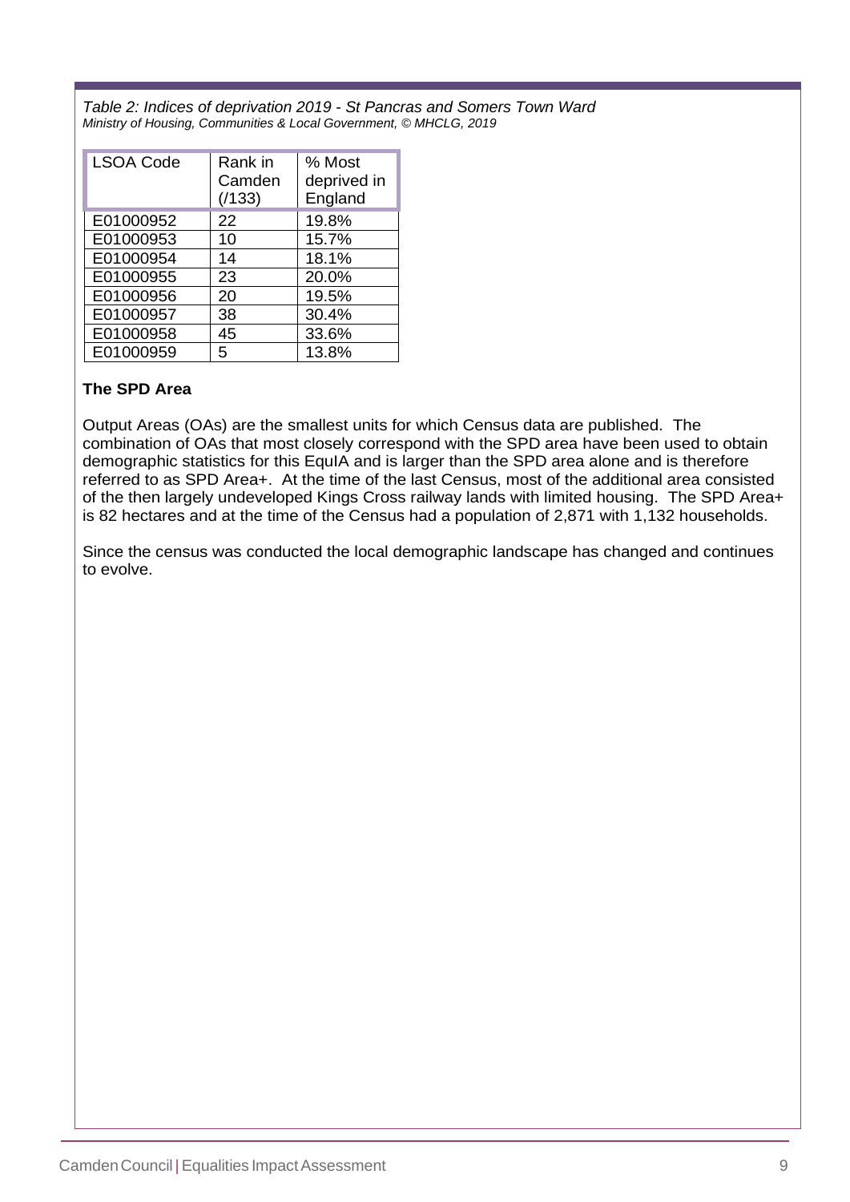*Table 2: Indices of deprivation 2019 - St Pancras and Somers Town Ward*
*Ministry of Housing, Communities & Local Government, © MHCLG, 2019*

| LSOA Code | Rank in Camden (/133) | % Most deprived in England |
|---|---|---|
| E01000952 | 22 | 19.8% |
| E01000953 | 10 | 15.7% |
| E01000954 | 14 | 18.1% |
| E01000955 | 23 | 20.0% |
| E01000956 | 20 | 19.5% |
| E01000957 | 38 | 30.4% |
| E01000958 | 45 | 33.6% |
| E01000959 | 5 | 13.8% |

**The SPD Area**

Output Areas (OAs) are the smallest units for which Census data are published. The combination of OAs that most closely correspond with the SPD area have been used to obtain demographic statistics for this EquIA and is larger than the SPD area alone and is therefore referred to as SPD Area+. At the time of the last Census, most of the additional area consisted of the then largely undeveloped Kings Cross railway lands with limited housing. The SPD Area+ is 82 hectares and at the time of the Census had a population of 2,871 with 1,132 households.

Since the census was conducted the local demographic landscape has changed and continues to evolve.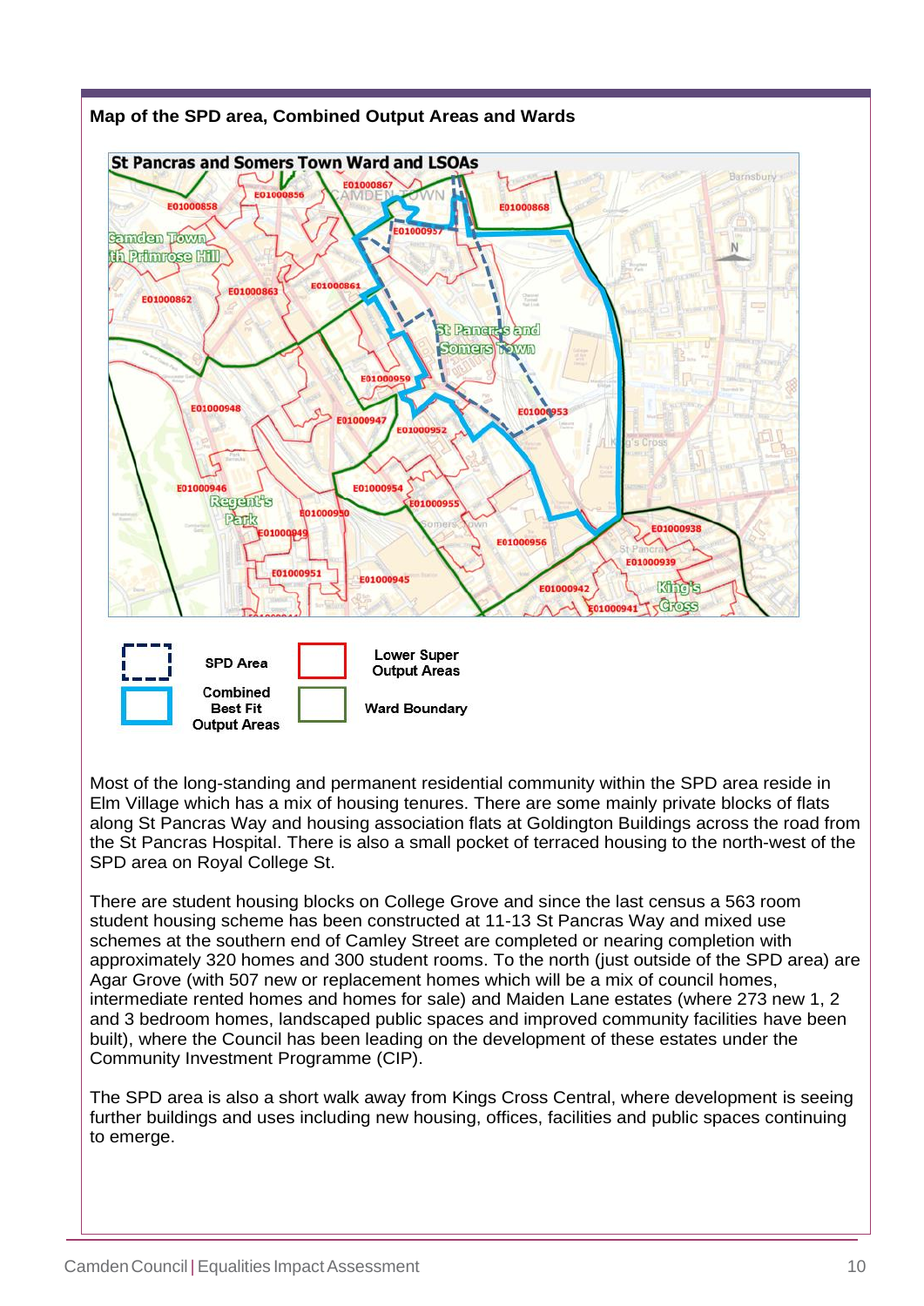**Map of the SPD area, Combined Output Areas and Wards**

St Pancras and Somers Town Ward and LSOAs

| | SPD Area | | Lower Super Output Areas |
|---|---|---|---|
| | Combined Best Fit Output Areas | | Ward Boundary |

Most of the long-standing and permanent residential community within the SPD area reside in Elm Village which has a mix of housing tenures. There are some mainly private blocks of flats along St Pancras Way and housing association flats at Goldington Buildings across the road from the St Pancras Hospital. There is also a small pocket of terraced housing to the north-west of the SPD area on Royal College St.

There are student housing blocks on College Grove and since the last census a 563 room student housing scheme has been constructed at 11-13 St Pancras Way and mixed use schemes at the southern end of Camley Street are completed or nearing completion with approximately 320 homes and 300 student rooms. To the north (just outside of the SPD area) are Agar Grove (with 507 new or replacement homes which will be a mix of council homes, intermediate rented homes and homes for sale) and Maiden Lane estates (where 273 new 1, 2 and 3 bedroom homes, landscaped public spaces and improved community facilities have been built), where the Council has been leading on the development of these estates under the Community Investment Programme (CIP).

The SPD area is also a short walk away from Kings Cross Central, where development is seeing further buildings and uses including new housing, offices, facilities and public spaces continuing to emerge.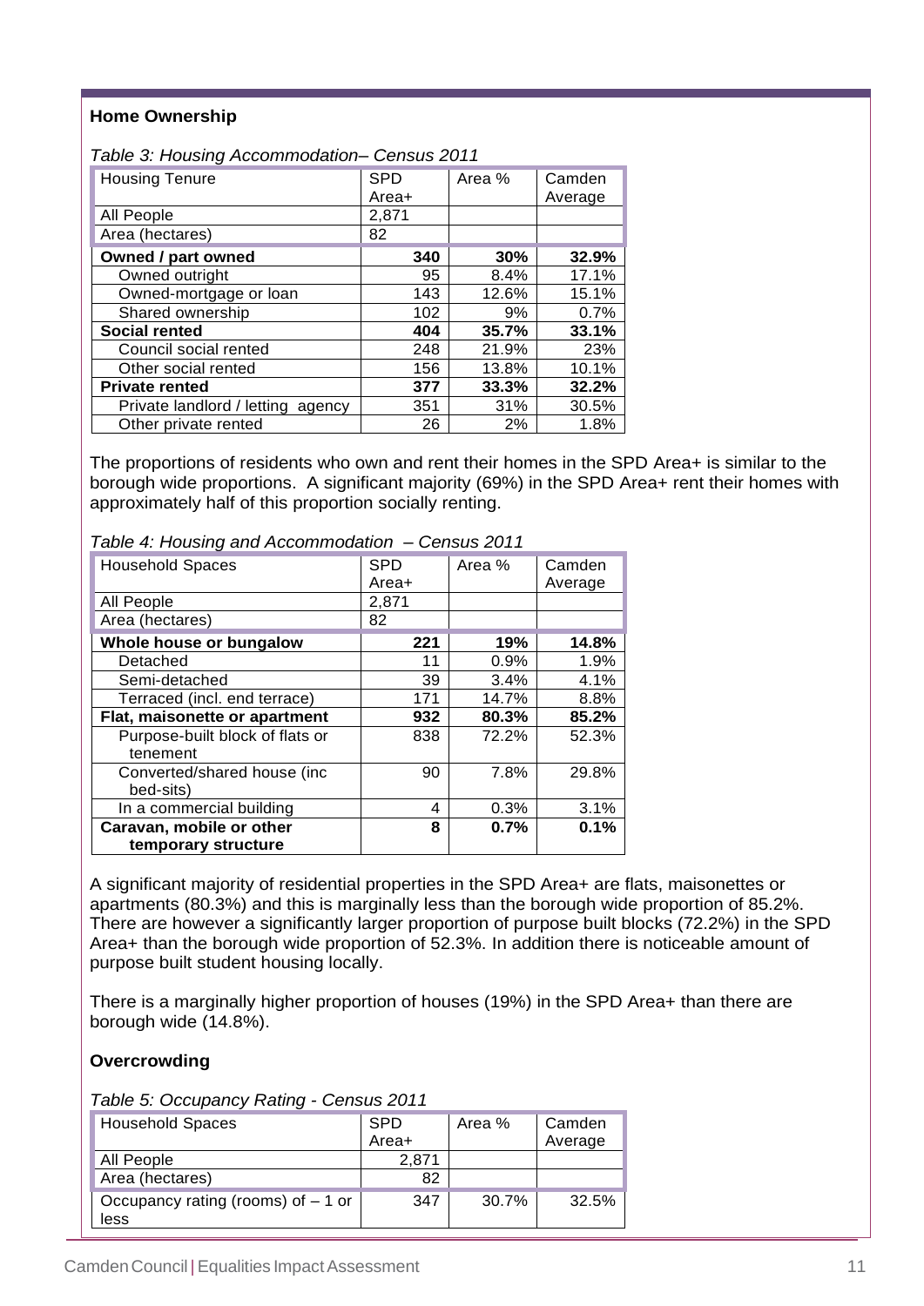**Home Ownership**

*Table 3: Housing Accommodation– Census 2011*

| Housing Tenure | SPD Area+ | Area % | Camden Average |
|---|---|---|---|
| All People | 2,871 | | |
| Area (hectares) | 82 | | |
| **Owned / part owned** | **340** | **30%** | **32.9%** |
| Owned outright | 95 | 8.4% | 17.1% |
| Owned-mortgage or loan | 143 | 12.6% | 15.1% |
| Shared ownership | 102 | 9% | 0.7% |
| **Social rented** | **404** | **35.7%** | **33.1%** |
| Council social rented | 248 | 21.9% | 23% |
| Other social rented | 156 | 13.8% | 10.1% |
| **Private rented** | **377** | **33.3%** | **32.2%** |
| Private landlord / letting agency | 351 | 31% | 30.5% |
| Other private rented | 26 | 2% | 1.8% |

The proportions of residents who own and rent their homes in the SPD Area+ is similar to the borough wide proportions. A significant majority (69%) in the SPD Area+ rent their homes with approximately half of this proportion socially renting.

*Table 4: Housing and Accommodation – Census 2011*

| Household Spaces | SPD Area+ | Area % | Camden Average |
|---|---|---|---|
| All People | 2,871 | | |
| Area (hectares) | 82 | | |
| **Whole house or bungalow** | **221** | **19%** | **14.8%** |
| Detached | 11 | 0.9% | 1.9% |
| Semi-detached | 39 | 3.4% | 4.1% |
| Terraced (incl. end terrace) | 171 | 14.7% | 8.8% |
| **Flat, maisonette or apartment** | **932** | **80.3%** | **85.2%** |
| Purpose-built block of flats or tenement | 838 | 72.2% | 52.3% |
| Converted/shared house (inc bed-sits) | 90 | 7.8% | 29.8% |
| In a commercial building | 4 | 0.3% | 3.1% |
| **Caravan, mobile or other temporary structure** | **8** | **0.7%** | **0.1%** |

A significant majority of residential properties in the SPD Area+ are flats, maisonettes or apartments (80.3%) and this is marginally less than the borough wide proportion of 85.2%. There are however a significantly larger proportion of purpose built blocks (72.2%) in the SPD Area+ than the borough wide proportion of 52.3%. In addition there is noticeable amount of purpose built student housing locally.

There is a marginally higher proportion of houses (19%) in the SPD Area+ than there are borough wide (14.8%).

**Overcrowding**

*Table 5: Occupancy Rating - Census 2011*

| Household Spaces | SPD Area+ | Area % | Camden Average |
|---|---|---|---|
| All People | 2,871 | | |
| Area (hectares) | 82 | | |
| Occupancy rating (rooms) of – 1 or less | 347 | 30.7% | 32.5% |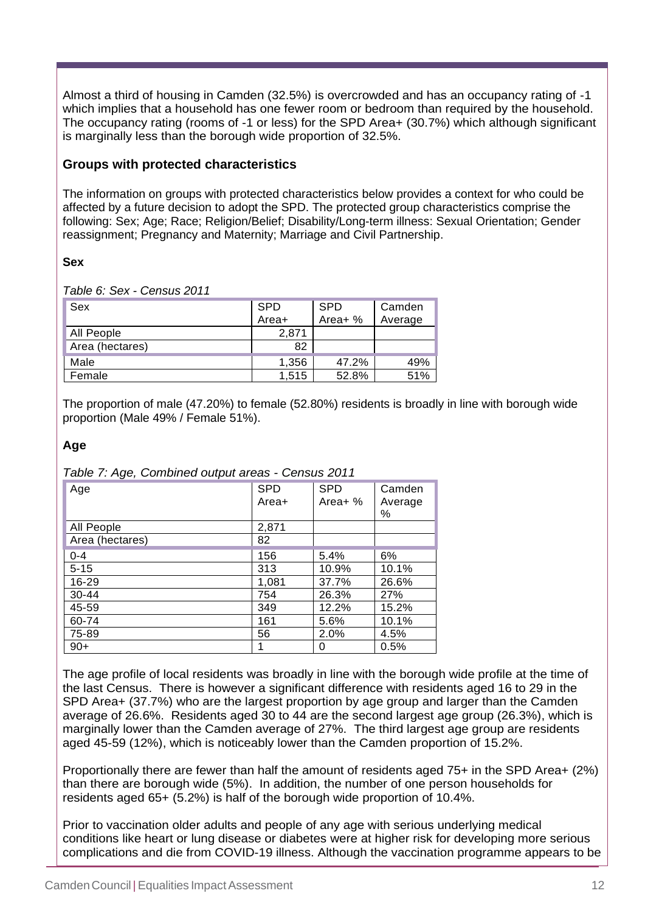Almost a third of housing in Camden (32.5%) is overcrowded and has an occupancy rating of -1 which implies that a household has one fewer room or bedroom than required by the household. The occupancy rating (rooms of -1 or less) for the SPD Area+ (30.7%) which although significant is marginally less than the borough wide proportion of 32.5%.

### Groups with protected characteristics

The information on groups with protected characteristics below provides a context for who could be affected by a future decision to adopt the SPD. The protected group characteristics comprise the following: Sex; Age; Race; Religion/Belief; Disability/Long-term illness: Sexual Orientation; Gender reassignment; Pregnancy and Maternity; Marriage and Civil Partnership.

**Sex**

*Table 6: Sex - Census 2011*

| Sex | SPD Area+ | SPD Area+ % | Camden Average |
|---|---|---|---|
| All People | 2,871 | | |
| Area (hectares) | 82 | | |
| Male | 1,356 | 47.2% | 49% |
| Female | 1,515 | 52.8% | 51% |

The proportion of male (47.20%) to female (52.80%) residents is broadly in line with borough wide proportion (Male 49% / Female 51%).

**Age**

*Table 7: Age, Combined output areas - Census 2011*

| Age | SPD Area+ | SPD Area+ % | Camden Average % |
|---|---|---|---|
| All People | 2,871 | | |
| Area (hectares) | 82 | | |
| 0-4 | 156 | 5.4% | 6% |
| 5-15 | 313 | 10.9% | 10.1% |
| 16-29 | 1,081 | 37.7% | 26.6% |
| 30-44 | 754 | 26.3% | 27% |
| 45-59 | 349 | 12.2% | 15.2% |
| 60-74 | 161 | 5.6% | 10.1% |
| 75-89 | 56 | 2.0% | 4.5% |
| 90+ | 1 | 0 | 0.5% |

The age profile of local residents was broadly in line with the borough wide profile at the time of the last Census. There is however a significant difference with residents aged 16 to 29 in the SPD Area+ (37.7%) who are the largest proportion by age group and larger than the Camden average of 26.6%. Residents aged 30 to 44 are the second largest age group (26.3%), which is marginally lower than the Camden average of 27%. The third largest age group are residents aged 45-59 (12%), which is noticeably lower than the Camden proportion of 15.2%.

Proportionally there are fewer than half the amount of residents aged 75+ in the SPD Area+ (2%) than there are borough wide (5%). In addition, the number of one person households for residents aged 65+ (5.2%) is half of the borough wide proportion of 10.4%.

Prior to vaccination older adults and people of any age with serious underlying medical conditions like heart or lung disease or diabetes were at higher risk for developing more serious complications and die from COVID-19 illness. Although the vaccination programme appears to be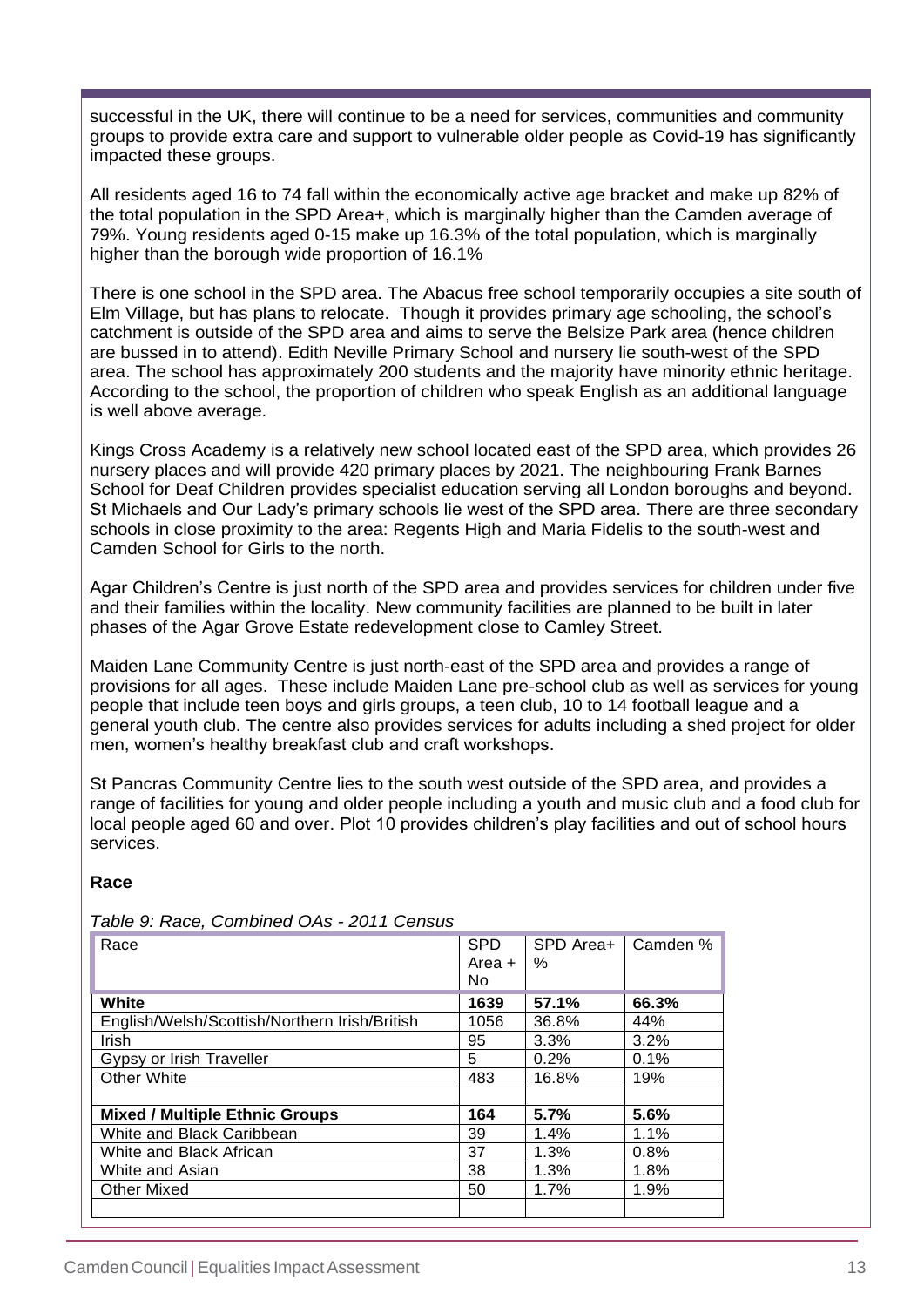successful in the UK, there will continue to be a need for services, communities and community groups to provide extra care and support to vulnerable older people as Covid-19 has significantly impacted these groups.

All residents aged 16 to 74 fall within the economically active age bracket and make up 82% of the total population in the SPD Area+, which is marginally higher than the Camden average of 79%. Young residents aged 0-15 make up 16.3% of the total population, which is marginally higher than the borough wide proportion of 16.1%

There is one school in the SPD area. The Abacus free school temporarily occupies a site south of Elm Village, but has plans to relocate. Though it provides primary age schooling, the school's catchment is outside of the SPD area and aims to serve the Belsize Park area (hence children are bussed in to attend). Edith Neville Primary School and nursery lie south-west of the SPD area. The school has approximately 200 students and the majority have minority ethnic heritage. According to the school, the proportion of children who speak English as an additional language is well above average.

Kings Cross Academy is a relatively new school located east of the SPD area, which provides 26 nursery places and will provide 420 primary places by 2021. The neighbouring Frank Barnes School for Deaf Children provides specialist education serving all London boroughs and beyond. St Michaels and Our Lady's primary schools lie west of the SPD area. There are three secondary schools in close proximity to the area: Regents High and Maria Fidelis to the south-west and Camden School for Girls to the north.

Agar Children's Centre is just north of the SPD area and provides services for children under five and their families within the locality. New community facilities are planned to be built in later phases of the Agar Grove Estate redevelopment close to Camley Street.

Maiden Lane Community Centre is just north-east of the SPD area and provides a range of provisions for all ages. These include Maiden Lane pre-school club as well as services for young people that include teen boys and girls groups, a teen club, 10 to 14 football league and a general youth club. The centre also provides services for adults including a shed project for older men, women's healthy breakfast club and craft workshops.

St Pancras Community Centre lies to the south west outside of the SPD area, and provides a range of facilities for young and older people including a youth and music club and a food club for local people aged 60 and over. Plot 10 provides children's play facilities and out of school hours services.

**Race**

*Table 9: Race, Combined OAs - 2011 Census*

| Race | SPD Area + No | SPD Area+ % | Camden % |
|---|---|---|---|
| **White** | **1639** | **57.1%** | **66.3%** |
| English/Welsh/Scottish/Northern Irish/British | 1056 | 36.8% | 44% |
| Irish | 95 | 3.3% | 3.2% |
| Gypsy or Irish Traveller | 5 | 0.2% | 0.1% |
| Other White | 483 | 16.8% | 19% |
| | | | |
| **Mixed / Multiple Ethnic Groups** | **164** | **5.7%** | **5.6%** |
| White and Black Caribbean | 39 | 1.4% | 1.1% |
| White and Black African | 37 | 1.3% | 0.8% |
| White and Asian | 38 | 1.3% | 1.8% |
| Other Mixed | 50 | 1.7% | 1.9% |
| | | | |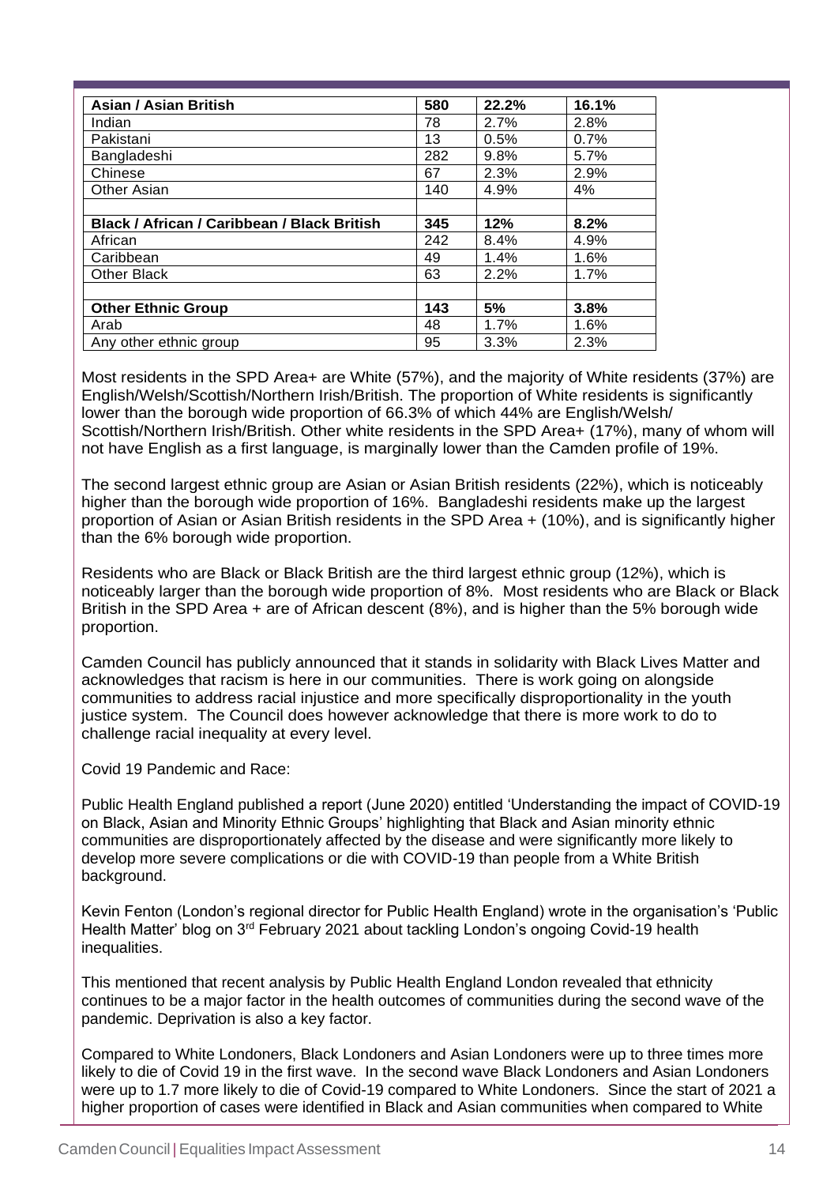| **Asian / Asian British** | **580** | **22.2%** | **16.1%** |
|---|---|---|---|
| Indian | 78 | 2.7% | 2.8% |
| Pakistani | 13 | 0.5% | 0.7% |
| Bangladeshi | 282 | 9.8% | 5.7% |
| Chinese | 67 | 2.3% | 2.9% |
| Other Asian | 140 | 4.9% | 4% |
| | | | |
| **Black / African / Caribbean / Black British** | **345** | **12%** | **8.2%** |
| African | 242 | 8.4% | 4.9% |
| Caribbean | 49 | 1.4% | 1.6% |
| Other Black | 63 | 2.2% | 1.7% |
| | | | |
| **Other Ethnic Group** | **143** | **5%** | **3.8%** |
| Arab | 48 | 1.7% | 1.6% |
| Any other ethnic group | 95 | 3.3% | 2.3% |

Most residents in the SPD Area+ are White (57%), and the majority of White residents (37%) are English/Welsh/Scottish/Northern Irish/British. The proportion of White residents is significantly lower than the borough wide proportion of 66.3% of which 44% are English/Welsh/ Scottish/Northern Irish/British. Other white residents in the SPD Area+ (17%), many of whom will not have English as a first language, is marginally lower than the Camden profile of 19%.

The second largest ethnic group are Asian or Asian British residents (22%), which is noticeably higher than the borough wide proportion of 16%. Bangladeshi residents make up the largest proportion of Asian or Asian British residents in the SPD Area + (10%), and is significantly higher than the 6% borough wide proportion.

Residents who are Black or Black British are the third largest ethnic group (12%), which is noticeably larger than the borough wide proportion of 8%. Most residents who are Black or Black British in the SPD Area + are of African descent (8%), and is higher than the 5% borough wide proportion.

Camden Council has publicly announced that it stands in solidarity with Black Lives Matter and acknowledges that racism is here in our communities. There is work going on alongside communities to address racial injustice and more specifically disproportionality in the youth justice system. The Council does however acknowledge that there is more work to do to challenge racial inequality at every level.

Covid 19 Pandemic and Race:

Public Health England published a report (June 2020) entitled 'Understanding the impact of COVID-19 on Black, Asian and Minority Ethnic Groups' highlighting that Black and Asian minority ethnic communities are disproportionately affected by the disease and were significantly more likely to develop more severe complications or die with COVID-19 than people from a White British background.

Kevin Fenton (London's regional director for Public Health England) wrote in the organisation's 'Public Health Matter' blog on 3rd February 2021 about tackling London's ongoing Covid-19 health inequalities.

This mentioned that recent analysis by Public Health England London revealed that ethnicity continues to be a major factor in the health outcomes of communities during the second wave of the pandemic. Deprivation is also a key factor.

Compared to White Londoners, Black Londoners and Asian Londoners were up to three times more likely to die of Covid 19 in the first wave. In the second wave Black Londoners and Asian Londoners were up to 1.7 more likely to die of Covid-19 compared to White Londoners. Since the start of 2021 a higher proportion of cases were identified in Black and Asian communities when compared to White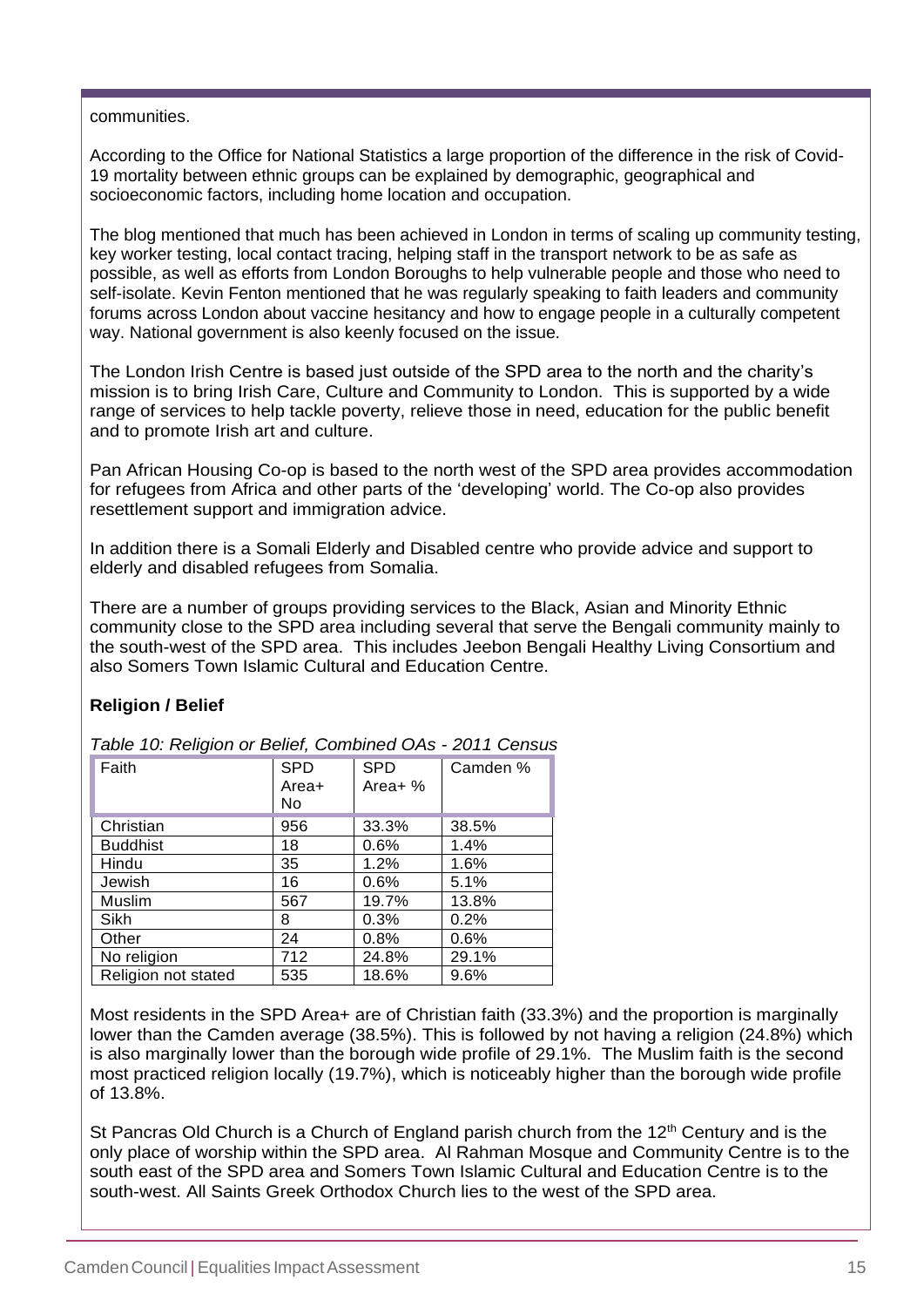communities.

According to the Office for National Statistics a large proportion of the difference in the risk of Covid-19 mortality between ethnic groups can be explained by demographic, geographical and socioeconomic factors, including home location and occupation.

The blog mentioned that much has been achieved in London in terms of scaling up community testing, key worker testing, local contact tracing, helping staff in the transport network to be as safe as possible, as well as efforts from London Boroughs to help vulnerable people and those who need to self-isolate. Kevin Fenton mentioned that he was regularly speaking to faith leaders and community forums across London about vaccine hesitancy and how to engage people in a culturally competent way. National government is also keenly focused on the issue.

The London Irish Centre is based just outside of the SPD area to the north and the charity's mission is to bring Irish Care, Culture and Community to London. This is supported by a wide range of services to help tackle poverty, relieve those in need, education for the public benefit and to promote Irish art and culture.

Pan African Housing Co-op is based to the north west of the SPD area provides accommodation for refugees from Africa and other parts of the 'developing' world. The Co-op also provides resettlement support and immigration advice.

In addition there is a Somali Elderly and Disabled centre who provide advice and support to elderly and disabled refugees from Somalia.

There are a number of groups providing services to the Black, Asian and Minority Ethnic community close to the SPD area including several that serve the Bengali community mainly to the south-west of the SPD area. This includes Jeebon Bengali Healthy Living Consortium and also Somers Town Islamic Cultural and Education Centre.

**Religion / Belief**

*Table 10: Religion or Belief, Combined OAs - 2011 Census*

| Faith | SPD Area+ No | SPD Area+ % | Camden % |
|---|---|---|---|
| Christian | 956 | 33.3% | 38.5% |
| Buddhist | 18 | 0.6% | 1.4% |
| Hindu | 35 | 1.2% | 1.6% |
| Jewish | 16 | 0.6% | 5.1% |
| Muslim | 567 | 19.7% | 13.8% |
| Sikh | 8 | 0.3% | 0.2% |
| Other | 24 | 0.8% | 0.6% |
| No religion | 712 | 24.8% | 29.1% |
| Religion not stated | 535 | 18.6% | 9.6% |

Most residents in the SPD Area+ are of Christian faith (33.3%) and the proportion is marginally lower than the Camden average (38.5%). This is followed by not having a religion (24.8%) which is also marginally lower than the borough wide profile of 29.1%. The Muslim faith is the second most practiced religion locally (19.7%), which is noticeably higher than the borough wide profile of 13.8%.

St Pancras Old Church is a Church of England parish church from the 12th Century and is the only place of worship within the SPD area. Al Rahman Mosque and Community Centre is to the south east of the SPD area and Somers Town Islamic Cultural and Education Centre is to the south-west. All Saints Greek Orthodox Church lies to the west of the SPD area.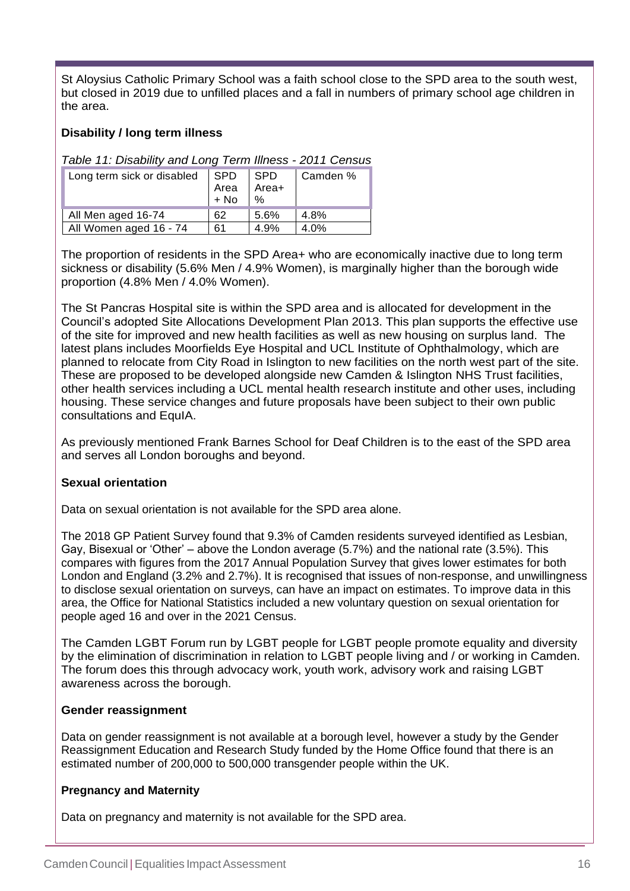St Aloysius Catholic Primary School was a faith school close to the SPD area to the south west, but closed in 2019 due to unfilled places and a fall in numbers of primary school age children in the area.

**Disability / long term illness**

*Table 11: Disability and Long Term Illness - 2011 Census*

| Long term sick or disabled | SPD Area + No | SPD Area+ % | Camden % |
|---|---|---|---|
| All Men aged 16-74 | 62 | 5.6% | 4.8% |
| All Women aged 16 - 74 | 61 | 4.9% | 4.0% |

The proportion of residents in the SPD Area+ who are economically inactive due to long term sickness or disability (5.6% Men / 4.9% Women), is marginally higher than the borough wide proportion (4.8% Men / 4.0% Women).

The St Pancras Hospital site is within the SPD area and is allocated for development in the Council's adopted Site Allocations Development Plan 2013. This plan supports the effective use of the site for improved and new health facilities as well as new housing on surplus land. The latest plans includes Moorfields Eye Hospital and UCL Institute of Ophthalmology, which are planned to relocate from City Road in Islington to new facilities on the north west part of the site. These are proposed to be developed alongside new Camden & Islington NHS Trust facilities, other health services including a UCL mental health research institute and other uses, including housing. These service changes and future proposals have been subject to their own public consultations and EquIA.

As previously mentioned Frank Barnes School for Deaf Children is to the east of the SPD area and serves all London boroughs and beyond.

**Sexual orientation**

Data on sexual orientation is not available for the SPD area alone.

The 2018 GP Patient Survey found that 9.3% of Camden residents surveyed identified as Lesbian, Gay, Bisexual or 'Other' – above the London average (5.7%) and the national rate (3.5%). This compares with figures from the 2017 Annual Population Survey that gives lower estimates for both London and England (3.2% and 2.7%). It is recognised that issues of non-response, and unwillingness to disclose sexual orientation on surveys, can have an impact on estimates. To improve data in this area, the Office for National Statistics included a new voluntary question on sexual orientation for people aged 16 and over in the 2021 Census.

The Camden LGBT Forum run by LGBT people for LGBT people promote equality and diversity by the elimination of discrimination in relation to LGBT people living and / or working in Camden. The forum does this through advocacy work, youth work, advisory work and raising LGBT awareness across the borough.

**Gender reassignment**

Data on gender reassignment is not available at a borough level, however a study by the Gender Reassignment Education and Research Study funded by the Home Office found that there is an estimated number of 200,000 to 500,000 transgender people within the UK.

**Pregnancy and Maternity**

Data on pregnancy and maternity is not available for the SPD area.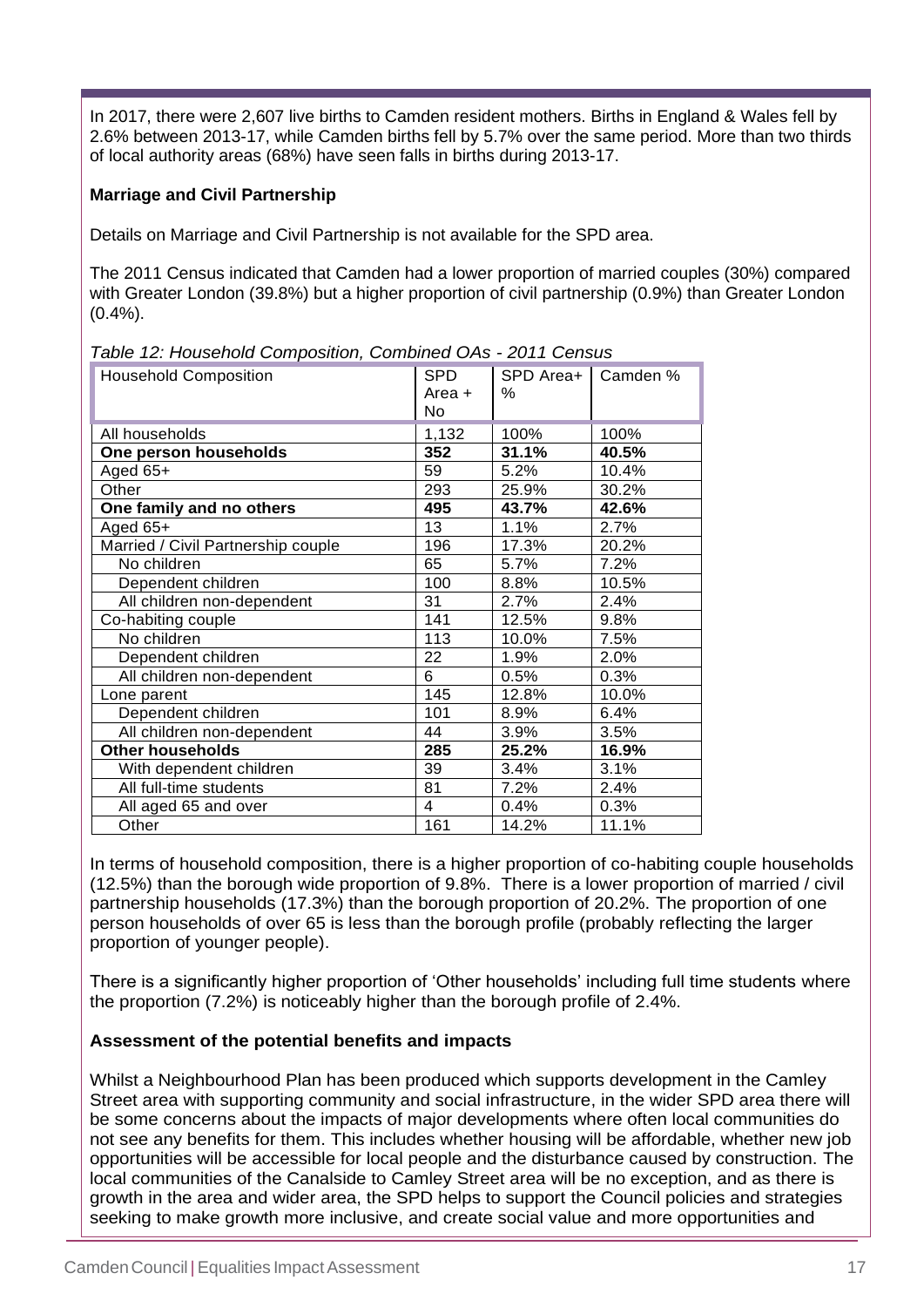In 2017, there were 2,607 live births to Camden resident mothers. Births in England & Wales fell by 2.6% between 2013-17, while Camden births fell by 5.7% over the same period. More than two thirds of local authority areas (68%) have seen falls in births during 2013-17.

**Marriage and Civil Partnership**

Details on Marriage and Civil Partnership is not available for the SPD area.

The 2011 Census indicated that Camden had a lower proportion of married couples (30%) compared with Greater London (39.8%) but a higher proportion of civil partnership (0.9%) than Greater London (0.4%).

*Table 12: Household Composition, Combined OAs - 2011 Census*

| Household Composition | SPD Area + No | SPD Area+ % | Camden % |
|---|---|---|---|
| All households | 1,132 | 100% | 100% |
| **One person households** | **352** | **31.1%** | **40.5%** |
| Aged 65+ | 59 | 5.2% | 10.4% |
| Other | 293 | 25.9% | 30.2% |
| **One family and no others** | **495** | **43.7%** | **42.6%** |
| Aged 65+ | 13 | 1.1% | 2.7% |
| Married / Civil Partnership couple | 196 | 17.3% | 20.2% |
| No children | 65 | 5.7% | 7.2% |
| Dependent children | 100 | 8.8% | 10.5% |
| All children non-dependent | 31 | 2.7% | 2.4% |
| Co-habiting couple | 141 | 12.5% | 9.8% |
| No children | 113 | 10.0% | 7.5% |
| Dependent children | 22 | 1.9% | 2.0% |
| All children non-dependent | 6 | 0.5% | 0.3% |
| Lone parent | 145 | 12.8% | 10.0% |
| Dependent children | 101 | 8.9% | 6.4% |
| All children non-dependent | 44 | 3.9% | 3.5% |
| **Other households** | **285** | **25.2%** | **16.9%** |
| With dependent children | 39 | 3.4% | 3.1% |
| All full-time students | 81 | 7.2% | 2.4% |
| All aged 65 and over | 4 | 0.4% | 0.3% |
| Other | 161 | 14.2% | 11.1% |

In terms of household composition, there is a higher proportion of co-habiting couple households (12.5%) than the borough wide proportion of 9.8%. There is a lower proportion of married / civil partnership households (17.3%) than the borough proportion of 20.2%. The proportion of one person households of over 65 is less than the borough profile (probably reflecting the larger proportion of younger people).

There is a significantly higher proportion of 'Other households' including full time students where the proportion (7.2%) is noticeably higher than the borough profile of 2.4%.

**Assessment of the potential benefits and impacts**

Whilst a Neighbourhood Plan has been produced which supports development in the Camley Street area with supporting community and social infrastructure, in the wider SPD area there will be some concerns about the impacts of major developments where often local communities do not see any benefits for them. This includes whether housing will be affordable, whether new job opportunities will be accessible for local people and the disturbance caused by construction. The local communities of the Canalside to Camley Street area will be no exception, and as there is growth in the area and wider area, the SPD helps to support the Council policies and strategies seeking to make growth more inclusive, and create social value and more opportunities and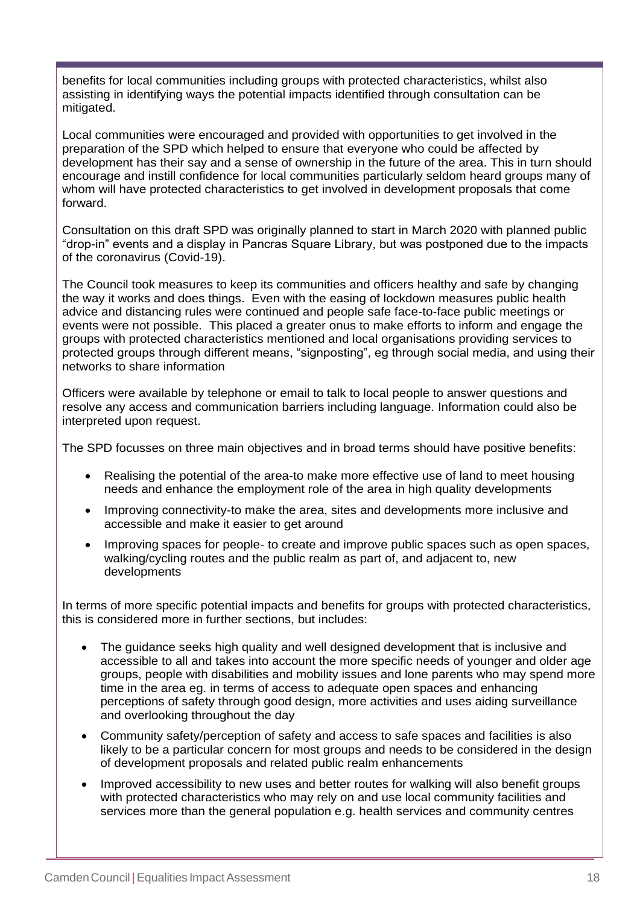benefits for local communities including groups with protected characteristics, whilst also assisting in identifying ways the potential impacts identified through consultation can be mitigated.

Local communities were encouraged and provided with opportunities to get involved in the preparation of the SPD which helped to ensure that everyone who could be affected by development has their say and a sense of ownership in the future of the area. This in turn should encourage and instill confidence for local communities particularly seldom heard groups many of whom will have protected characteristics to get involved in development proposals that come forward.

Consultation on this draft SPD was originally planned to start in March 2020 with planned public "drop-in" events and a display in Pancras Square Library, but was postponed due to the impacts of the coronavirus (Covid-19).

The Council took measures to keep its communities and officers healthy and safe by changing the way it works and does things. Even with the easing of lockdown measures public health advice and distancing rules were continued and people safe face-to-face public meetings or events were not possible. This placed a greater onus to make efforts to inform and engage the groups with protected characteristics mentioned and local organisations providing services to protected groups through different means, "signposting", eg through social media, and using their networks to share information

Officers were available by telephone or email to talk to local people to answer questions and resolve any access and communication barriers including language. Information could also be interpreted upon request.

The SPD focusses on three main objectives and in broad terms should have positive benefits:

- Realising the potential of the area-to make more effective use of land to meet housing needs and enhance the employment role of the area in high quality developments
- Improving connectivity-to make the area, sites and developments more inclusive and accessible and make it easier to get around
- Improving spaces for people- to create and improve public spaces such as open spaces, walking/cycling routes and the public realm as part of, and adjacent to, new developments

In terms of more specific potential impacts and benefits for groups with protected characteristics, this is considered more in further sections, but includes:

- The guidance seeks high quality and well designed development that is inclusive and accessible to all and takes into account the more specific needs of younger and older age groups, people with disabilities and mobility issues and lone parents who may spend more time in the area eg. in terms of access to adequate open spaces and enhancing perceptions of safety through good design, more activities and uses aiding surveillance and overlooking throughout the day
- Community safety/perception of safety and access to safe spaces and facilities is also likely to be a particular concern for most groups and needs to be considered in the design of development proposals and related public realm enhancements
- Improved accessibility to new uses and better routes for walking will also benefit groups with protected characteristics who may rely on and use local community facilities and services more than the general population e.g. health services and community centres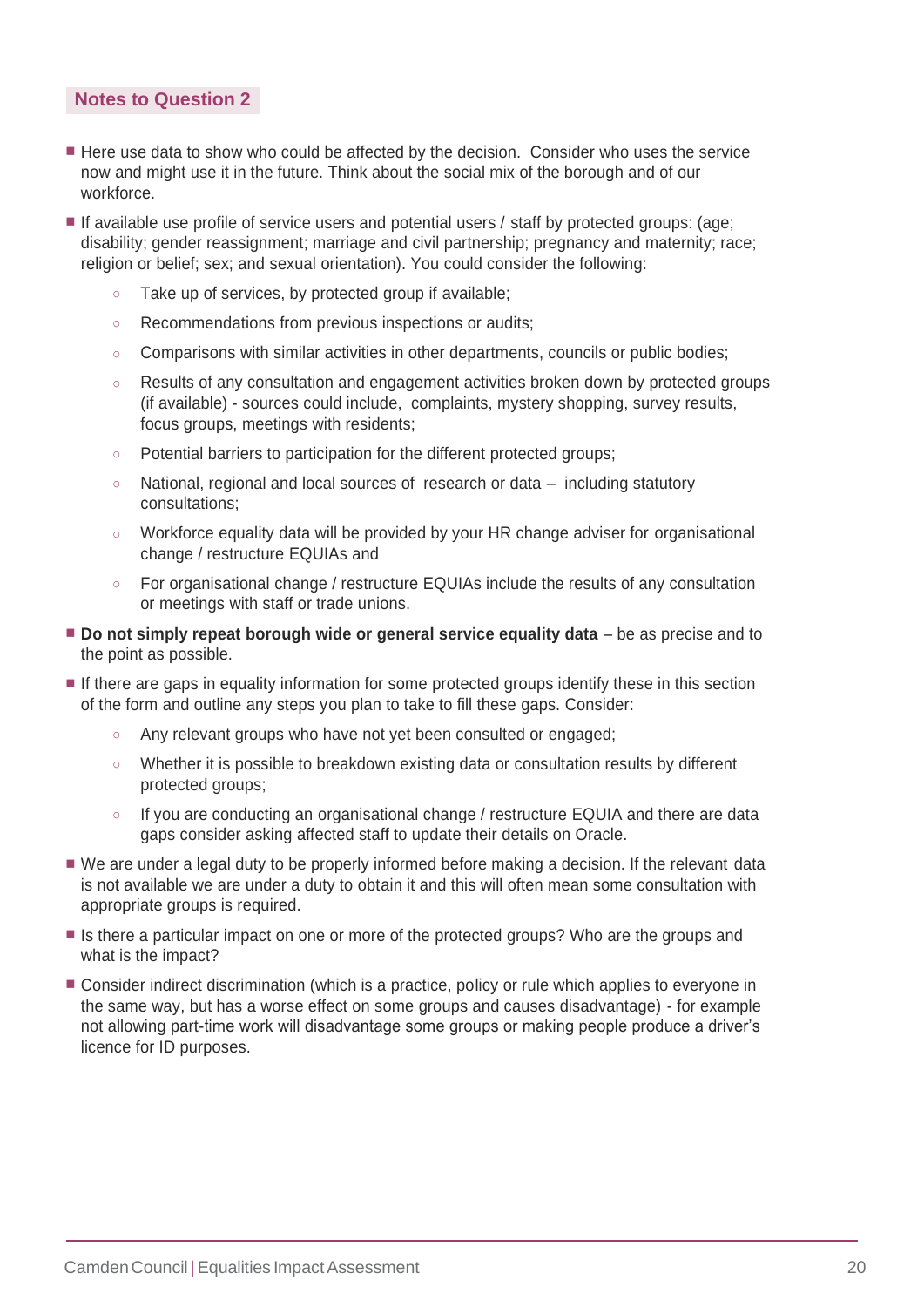## Notes to Question 2

- Here use data to show who could be affected by the decision. Consider who uses the service now and might use it in the future. Think about the social mix of the borough and of our workforce.
- If available use profile of service users and potential users / staff by protected groups: (age; disability; gender reassignment; marriage and civil partnership; pregnancy and maternity; race; religion or belief; sex; and sexual orientation). You could consider the following:
  - Take up of services, by protected group if available;
  - Recommendations from previous inspections or audits;
  - Comparisons with similar activities in other departments, councils or public bodies;
  - Results of any consultation and engagement activities broken down by protected groups (if available) - sources could include, complaints, mystery shopping, survey results, focus groups, meetings with residents;
  - Potential barriers to participation for the different protected groups;
  - National, regional and local sources of research or data – including statutory consultations;
  - Workforce equality data will be provided by your HR change adviser for organisational change / restructure EQUIAs and
  - For organisational change / restructure EQUIAs include the results of any consultation or meetings with staff or trade unions.
- **Do not simply repeat borough wide or general service equality data** – be as precise and to the point as possible.
- If there are gaps in equality information for some protected groups identify these in this section of the form and outline any steps you plan to take to fill these gaps. Consider:
  - Any relevant groups who have not yet been consulted or engaged;
  - Whether it is possible to breakdown existing data or consultation results by different protected groups;
  - If you are conducting an organisational change / restructure EQUIA and there are data gaps consider asking affected staff to update their details on Oracle.
- We are under a legal duty to be properly informed before making a decision. If the relevant data is not available we are under a duty to obtain it and this will often mean some consultation with appropriate groups is required.
- Is there a particular impact on one or more of the protected groups? Who are the groups and what is the impact?
- Consider indirect discrimination (which is a practice, policy or rule which applies to everyone in the same way, but has a worse effect on some groups and causes disadvantage) - for example not allowing part-time work will disadvantage some groups or making people produce a driver's licence for ID purposes.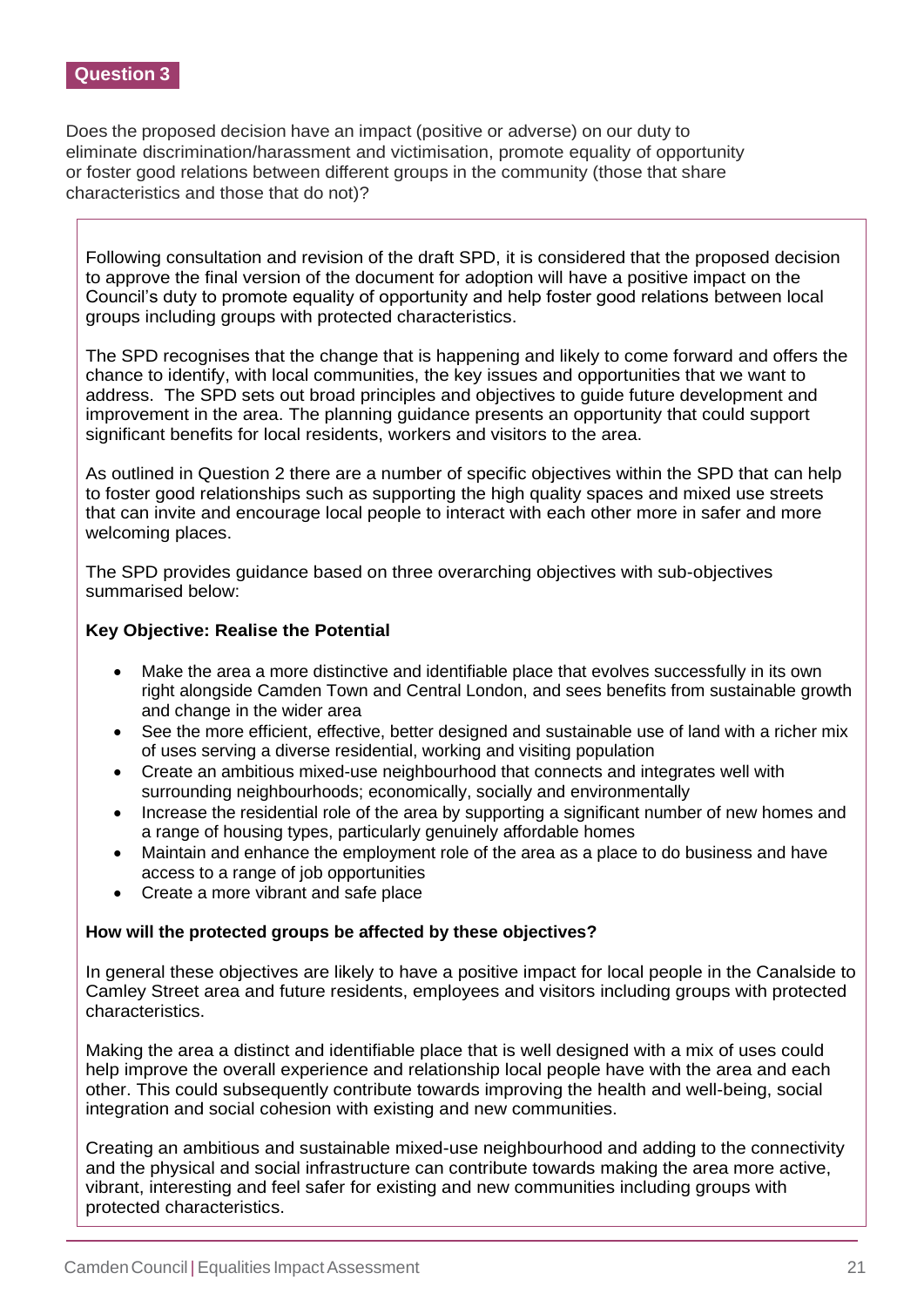## Question 3

Does the proposed decision have an impact (positive or adverse) on our duty to eliminate discrimination/harassment and victimisation, promote equality of opportunity or foster good relations between different groups in the community (those that share characteristics and those that do not)?

Following consultation and revision of the draft SPD, it is considered that the proposed decision to approve the final version of the document for adoption will have a positive impact on the Council's duty to promote equality of opportunity and help foster good relations between local groups including groups with protected characteristics.

The SPD recognises that the change that is happening and likely to come forward and offers the chance to identify, with local communities, the key issues and opportunities that we want to address. The SPD sets out broad principles and objectives to guide future development and improvement in the area. The planning guidance presents an opportunity that could support significant benefits for local residents, workers and visitors to the area.

As outlined in Question 2 there are a number of specific objectives within the SPD that can help to foster good relationships such as supporting the high quality spaces and mixed use streets that can invite and encourage local people to interact with each other more in safer and more welcoming places.

The SPD provides guidance based on three overarching objectives with sub-objectives summarised below:

**Key Objective: Realise the Potential**

- Make the area a more distinctive and identifiable place that evolves successfully in its own right alongside Camden Town and Central London, and sees benefits from sustainable growth and change in the wider area
- See the more efficient, effective, better designed and sustainable use of land with a richer mix of uses serving a diverse residential, working and visiting population
- Create an ambitious mixed-use neighbourhood that connects and integrates well with surrounding neighbourhoods; economically, socially and environmentally
- Increase the residential role of the area by supporting a significant number of new homes and a range of housing types, particularly genuinely affordable homes
- Maintain and enhance the employment role of the area as a place to do business and have access to a range of job opportunities
- Create a more vibrant and safe place

**How will the protected groups be affected by these objectives?**

In general these objectives are likely to have a positive impact for local people in the Canalside to Camley Street area and future residents, employees and visitors including groups with protected characteristics.

Making the area a distinct and identifiable place that is well designed with a mix of uses could help improve the overall experience and relationship local people have with the area and each other. This could subsequently contribute towards improving the health and well-being, social integration and social cohesion with existing and new communities.

Creating an ambitious and sustainable mixed-use neighbourhood and adding to the connectivity and the physical and social infrastructure can contribute towards making the area more active, vibrant, interesting and feel safer for existing and new communities including groups with protected characteristics.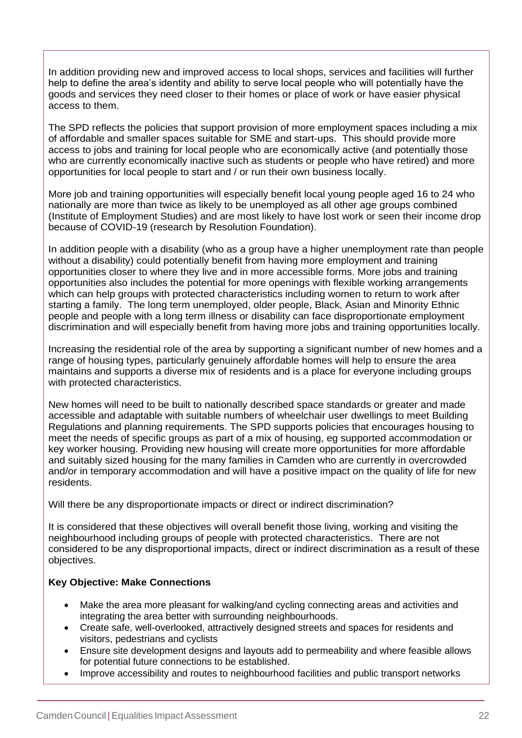In addition providing new and improved access to local shops, services and facilities will further help to define the area's identity and ability to serve local people who will potentially have the goods and services they need closer to their homes or place of work or have easier physical access to them.

The SPD reflects the policies that support provision of more employment spaces including a mix of affordable and smaller spaces suitable for SME and start-ups. This should provide more access to jobs and training for local people who are economically active (and potentially those who are currently economically inactive such as students or people who have retired) and more opportunities for local people to start and / or run their own business locally.

More job and training opportunities will especially benefit local young people aged 16 to 24 who nationally are more than twice as likely to be unemployed as all other age groups combined (Institute of Employment Studies) and are most likely to have lost work or seen their income drop because of COVID-19 (research by Resolution Foundation).

In addition people with a disability (who as a group have a higher unemployment rate than people without a disability) could potentially benefit from having more employment and training opportunities closer to where they live and in more accessible forms. More jobs and training opportunities also includes the potential for more openings with flexible working arrangements which can help groups with protected characteristics including women to return to work after starting a family. The long term unemployed, older people, Black, Asian and Minority Ethnic people and people with a long term illness or disability can face disproportionate employment discrimination and will especially benefit from having more jobs and training opportunities locally.

Increasing the residential role of the area by supporting a significant number of new homes and a range of housing types, particularly genuinely affordable homes will help to ensure the area maintains and supports a diverse mix of residents and is a place for everyone including groups with protected characteristics.

New homes will need to be built to nationally described space standards or greater and made accessible and adaptable with suitable numbers of wheelchair user dwellings to meet Building Regulations and planning requirements. The SPD supports policies that encourages housing to meet the needs of specific groups as part of a mix of housing, eg supported accommodation or key worker housing. Providing new housing will create more opportunities for more affordable and suitably sized housing for the many families in Camden who are currently in overcrowded and/or in temporary accommodation and will have a positive impact on the quality of life for new residents.

Will there be any disproportionate impacts or direct or indirect discrimination?

It is considered that these objectives will overall benefit those living, working and visiting the neighbourhood including groups of people with protected characteristics. There are not considered to be any disproportional impacts, direct or indirect discrimination as a result of these objectives.

**Key Objective: Make Connections**

- Make the area more pleasant for walking/and cycling connecting areas and activities and integrating the area better with surrounding neighbourhoods.
- Create safe, well-overlooked, attractively designed streets and spaces for residents and visitors, pedestrians and cyclists
- Ensure site development designs and layouts add to permeability and where feasible allows for potential future connections to be established.
- Improve accessibility and routes to neighbourhood facilities and public transport networks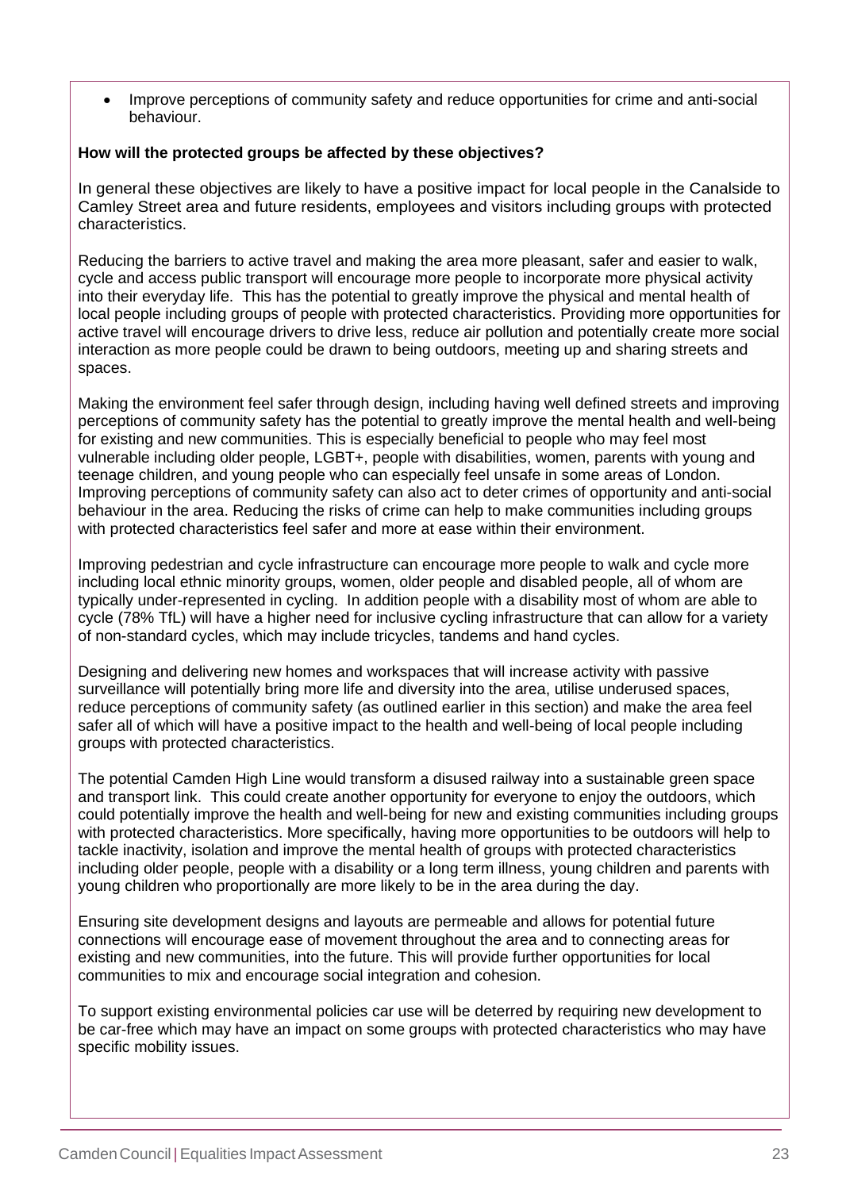- Improve perceptions of community safety and reduce opportunities for crime and anti-social behaviour.

**How will the protected groups be affected by these objectives?**

In general these objectives are likely to have a positive impact for local people in the Canalside to Camley Street area and future residents, employees and visitors including groups with protected characteristics.

Reducing the barriers to active travel and making the area more pleasant, safer and easier to walk, cycle and access public transport will encourage more people to incorporate more physical activity into their everyday life. This has the potential to greatly improve the physical and mental health of local people including groups of people with protected characteristics. Providing more opportunities for active travel will encourage drivers to drive less, reduce air pollution and potentially create more social interaction as more people could be drawn to being outdoors, meeting up and sharing streets and spaces.

Making the environment feel safer through design, including having well defined streets and improving perceptions of community safety has the potential to greatly improve the mental health and well-being for existing and new communities. This is especially beneficial to people who may feel most vulnerable including older people, LGBT+, people with disabilities, women, parents with young and teenage children, and young people who can especially feel unsafe in some areas of London. Improving perceptions of community safety can also act to deter crimes of opportunity and anti-social behaviour in the area. Reducing the risks of crime can help to make communities including groups with protected characteristics feel safer and more at ease within their environment.

Improving pedestrian and cycle infrastructure can encourage more people to walk and cycle more including local ethnic minority groups, women, older people and disabled people, all of whom are typically under-represented in cycling. In addition people with a disability most of whom are able to cycle (78% TfL) will have a higher need for inclusive cycling infrastructure that can allow for a variety of non-standard cycles, which may include tricycles, tandems and hand cycles.

Designing and delivering new homes and workspaces that will increase activity with passive surveillance will potentially bring more life and diversity into the area, utilise underused spaces, reduce perceptions of community safety (as outlined earlier in this section) and make the area feel safer all of which will have a positive impact to the health and well-being of local people including groups with protected characteristics.

The potential Camden High Line would transform a disused railway into a sustainable green space and transport link. This could create another opportunity for everyone to enjoy the outdoors, which could potentially improve the health and well-being for new and existing communities including groups with protected characteristics. More specifically, having more opportunities to be outdoors will help to tackle inactivity, isolation and improve the mental health of groups with protected characteristics including older people, people with a disability or a long term illness, young children and parents with young children who proportionally are more likely to be in the area during the day.

Ensuring site development designs and layouts are permeable and allows for potential future connections will encourage ease of movement throughout the area and to connecting areas for existing and new communities, into the future. This will provide further opportunities for local communities to mix and encourage social integration and cohesion.

To support existing environmental policies car use will be deterred by requiring new development to be car-free which may have an impact on some groups with protected characteristics who may have specific mobility issues.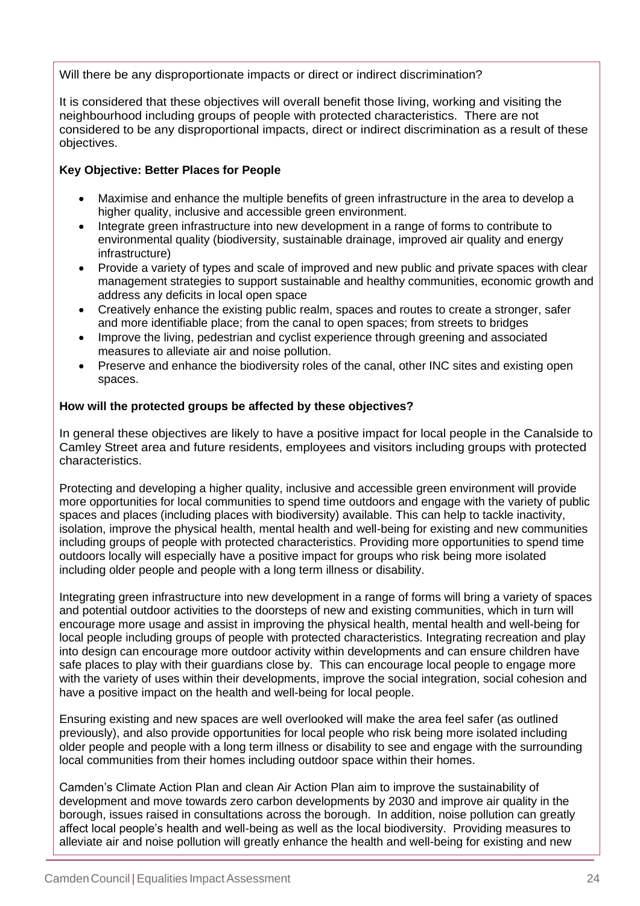Will there be any disproportionate impacts or direct or indirect discrimination?

It is considered that these objectives will overall benefit those living, working and visiting the neighbourhood including groups of people with protected characteristics. There are not considered to be any disproportional impacts, direct or indirect discrimination as a result of these objectives.

**Key Objective: Better Places for People**

- Maximise and enhance the multiple benefits of green infrastructure in the area to develop a higher quality, inclusive and accessible green environment.
- Integrate green infrastructure into new development in a range of forms to contribute to environmental quality (biodiversity, sustainable drainage, improved air quality and energy infrastructure)
- Provide a variety of types and scale of improved and new public and private spaces with clear management strategies to support sustainable and healthy communities, economic growth and address any deficits in local open space
- Creatively enhance the existing public realm, spaces and routes to create a stronger, safer and more identifiable place; from the canal to open spaces; from streets to bridges
- Improve the living, pedestrian and cyclist experience through greening and associated measures to alleviate air and noise pollution.
- Preserve and enhance the biodiversity roles of the canal, other INC sites and existing open spaces.

**How will the protected groups be affected by these objectives?**

In general these objectives are likely to have a positive impact for local people in the Canalside to Camley Street area and future residents, employees and visitors including groups with protected characteristics.

Protecting and developing a higher quality, inclusive and accessible green environment will provide more opportunities for local communities to spend time outdoors and engage with the variety of public spaces and places (including places with biodiversity) available. This can help to tackle inactivity, isolation, improve the physical health, mental health and well-being for existing and new communities including groups of people with protected characteristics. Providing more opportunities to spend time outdoors locally will especially have a positive impact for groups who risk being more isolated including older people and people with a long term illness or disability.

Integrating green infrastructure into new development in a range of forms will bring a variety of spaces and potential outdoor activities to the doorsteps of new and existing communities, which in turn will encourage more usage and assist in improving the physical health, mental health and well-being for local people including groups of people with protected characteristics. Integrating recreation and play into design can encourage more outdoor activity within developments and can ensure children have safe places to play with their guardians close by. This can encourage local people to engage more with the variety of uses within their developments, improve the social integration, social cohesion and have a positive impact on the health and well-being for local people.

Ensuring existing and new spaces are well overlooked will make the area feel safer (as outlined previously), and also provide opportunities for local people who risk being more isolated including older people and people with a long term illness or disability to see and engage with the surrounding local communities from their homes including outdoor space within their homes.

Camden's Climate Action Plan and clean Air Action Plan aim to improve the sustainability of development and move towards zero carbon developments by 2030 and improve air quality in the borough, issues raised in consultations across the borough. In addition, noise pollution can greatly affect local people's health and well-being as well as the local biodiversity. Providing measures to alleviate air and noise pollution will greatly enhance the health and well-being for existing and new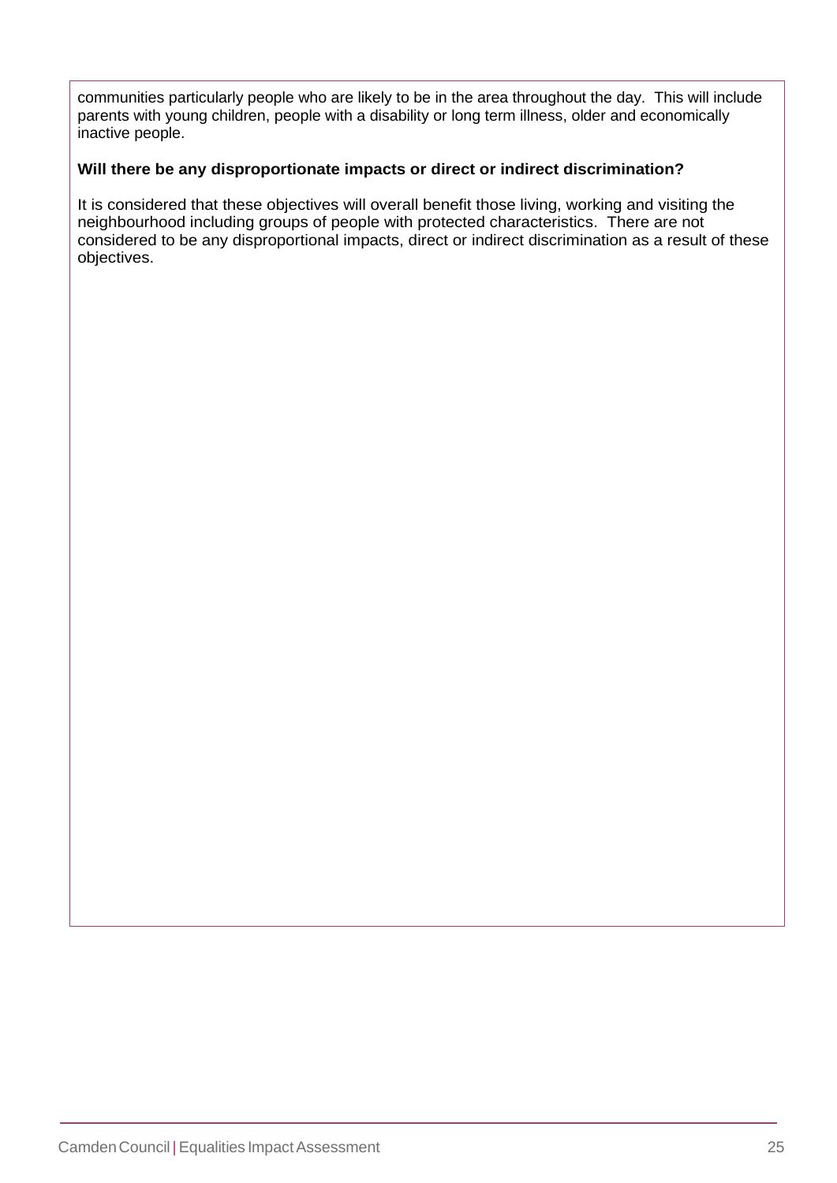communities particularly people who are likely to be in the area throughout the day. This will include parents with young children, people with a disability or long term illness, older and economically inactive people.

**Will there be any disproportionate impacts or direct or indirect discrimination?**

It is considered that these objectives will overall benefit those living, working and visiting the neighbourhood including groups of people with protected characteristics. There are not considered to be any disproportional impacts, direct or indirect discrimination as a result of these objectives.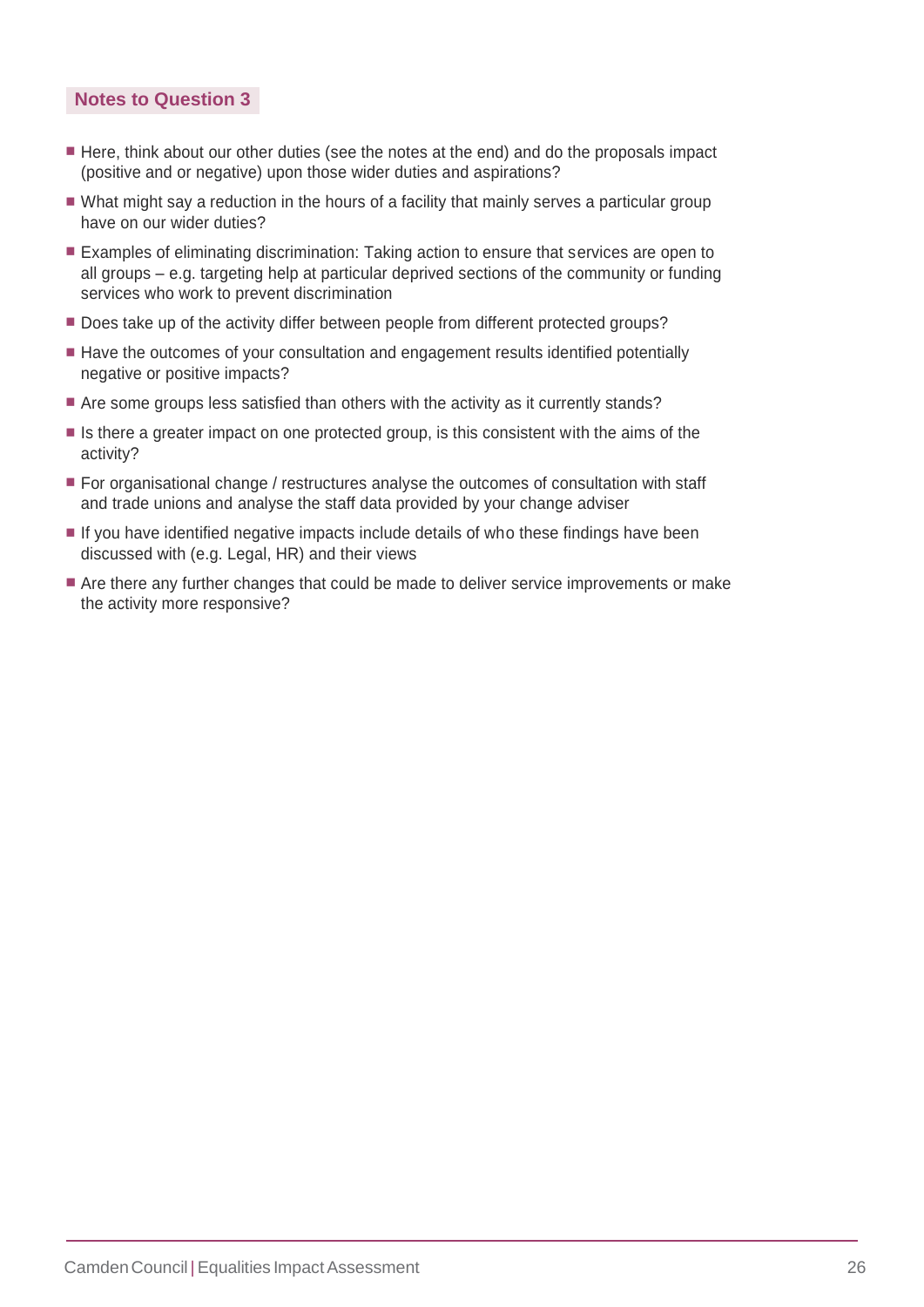## Notes to Question 3

- Here, think about our other duties (see the notes at the end) and do the proposals impact (positive and or negative) upon those wider duties and aspirations?
- What might say a reduction in the hours of a facility that mainly serves a particular group have on our wider duties?
- Examples of eliminating discrimination: Taking action to ensure that services are open to all groups – e.g. targeting help at particular deprived sections of the community or funding services who work to prevent discrimination
- Does take up of the activity differ between people from different protected groups?
- Have the outcomes of your consultation and engagement results identified potentially negative or positive impacts?
- Are some groups less satisfied than others with the activity as it currently stands?
- Is there a greater impact on one protected group, is this consistent with the aims of the activity?
- For organisational change / restructures analyse the outcomes of consultation with staff and trade unions and analyse the staff data provided by your change adviser
- If you have identified negative impacts include details of who these findings have been discussed with (e.g. Legal, HR) and their views
- Are there any further changes that could be made to deliver service improvements or make the activity more responsive?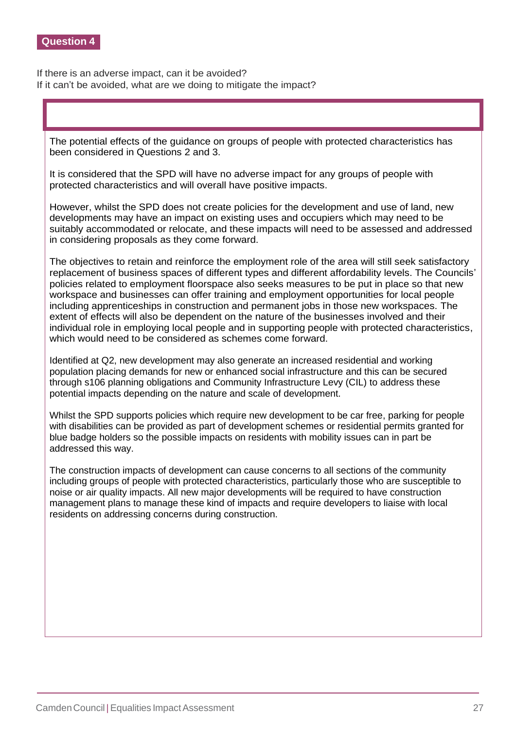## Question 4

If there is an adverse impact, can it be avoided?
If it can't be avoided, what are we doing to mitigate the impact?

The potential effects of the guidance on groups of people with protected characteristics has been considered in Questions 2 and 3.

It is considered that the SPD will have no adverse impact for any groups of people with protected characteristics and will overall have positive impacts.

However, whilst the SPD does not create policies for the development and use of land, new developments may have an impact on existing uses and occupiers which may need to be suitably accommodated or relocate, and these impacts will need to be assessed and addressed in considering proposals as they come forward.

The objectives to retain and reinforce the employment role of the area will still seek satisfactory replacement of business spaces of different types and different affordability levels. The Councils' policies related to employment floorspace also seeks measures to be put in place so that new workspace and businesses can offer training and employment opportunities for local people including apprenticeships in construction and permanent jobs in those new workspaces. The extent of effects will also be dependent on the nature of the businesses involved and their individual role in employing local people and in supporting people with protected characteristics, which would need to be considered as schemes come forward.

Identified at Q2, new development may also generate an increased residential and working population placing demands for new or enhanced social infrastructure and this can be secured through s106 planning obligations and Community Infrastructure Levy (CIL) to address these potential impacts depending on the nature and scale of development.

Whilst the SPD supports policies which require new development to be car free, parking for people with disabilities can be provided as part of development schemes or residential permits granted for blue badge holders so the possible impacts on residents with mobility issues can in part be addressed this way.

The construction impacts of development can cause concerns to all sections of the community including groups of people with protected characteristics, particularly those who are susceptible to noise or air quality impacts. All new major developments will be required to have construction management plans to manage these kind of impacts and require developers to liaise with local residents on addressing concerns during construction.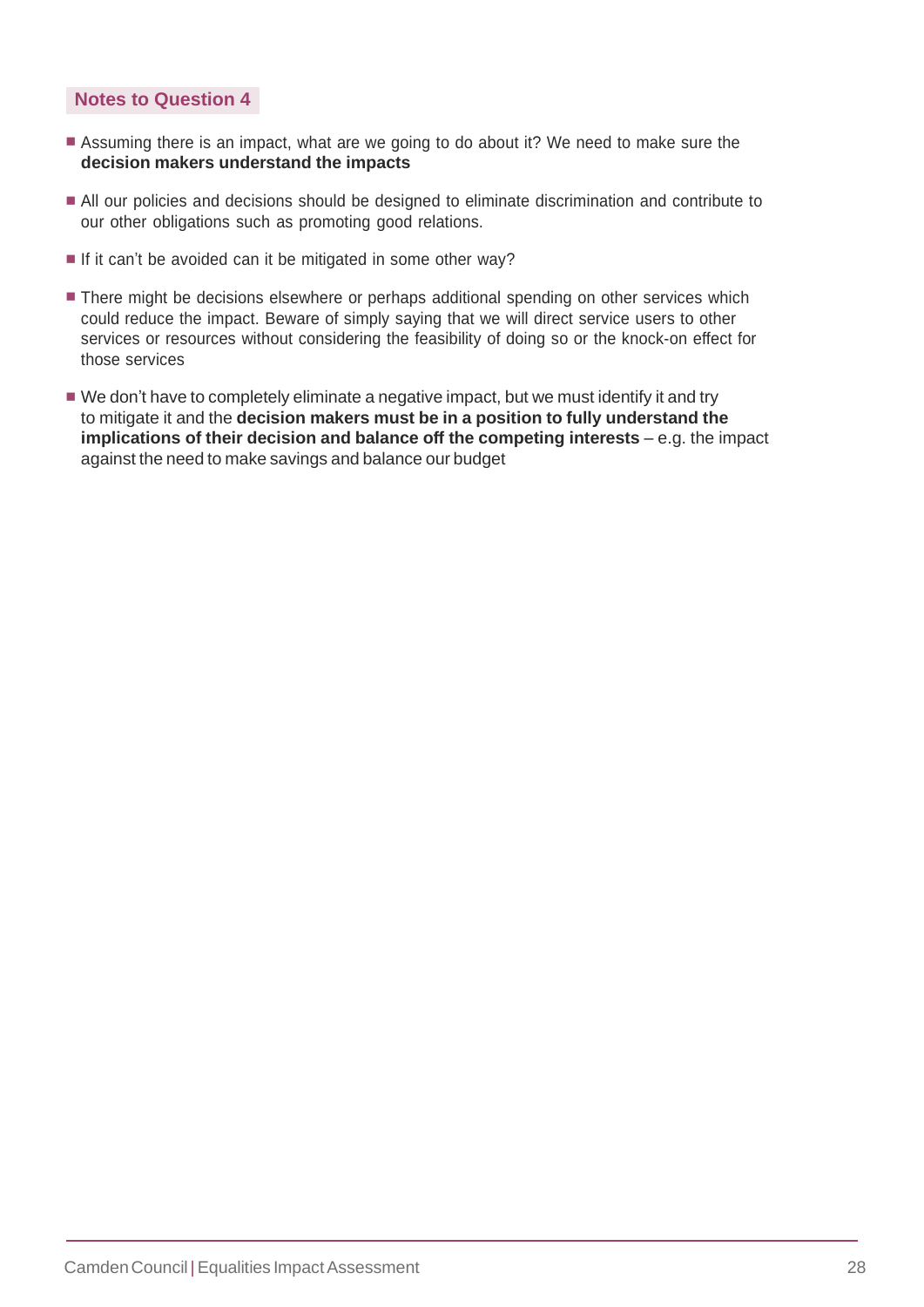## Notes to Question 4

- Assuming there is an impact, what are we going to do about it? We need to make sure the **decision makers understand the impacts**
- All our policies and decisions should be designed to eliminate discrimination and contribute to our other obligations such as promoting good relations.
- If it can't be avoided can it be mitigated in some other way?
- There might be decisions elsewhere or perhaps additional spending on other services which could reduce the impact. Beware of simply saying that we will direct service users to other services or resources without considering the feasibility of doing so or the knock-on effect for those services
- We don't have to completely eliminate a negative impact, but we must identify it and try to mitigate it and the **decision makers must be in a position to fully understand the implications of their decision and balance off the competing interests** – e.g. the impact against the need to make savings and balance our budget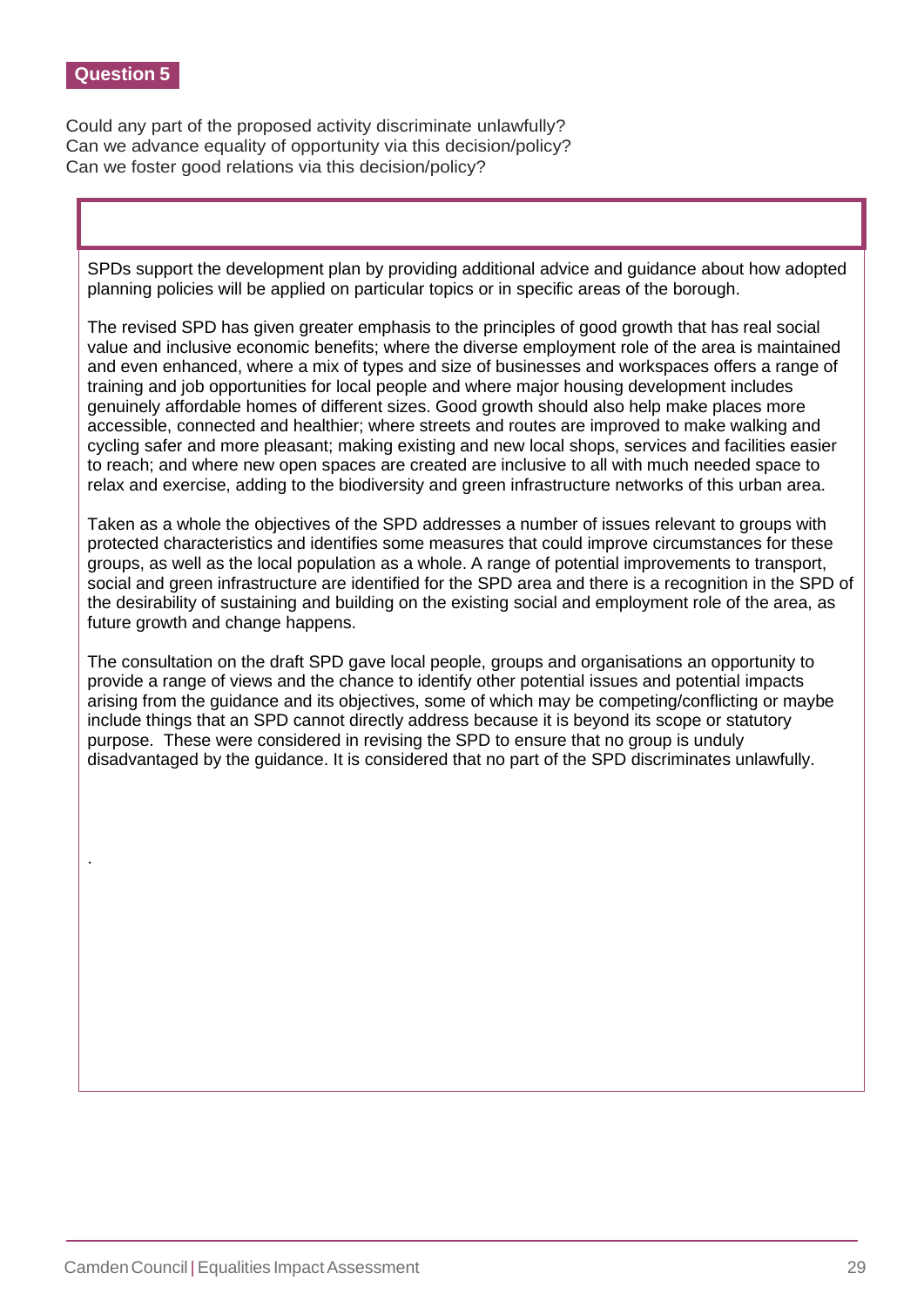## Question 5

Could any part of the proposed activity discriminate unlawfully?
Can we advance equality of opportunity via this decision/policy?
Can we foster good relations via this decision/policy?

SPDs support the development plan by providing additional advice and guidance about how adopted planning policies will be applied on particular topics or in specific areas of the borough.

The revised SPD has given greater emphasis to the principles of good growth that has real social value and inclusive economic benefits; where the diverse employment role of the area is maintained and even enhanced, where a mix of types and size of businesses and workspaces offers a range of training and job opportunities for local people and where major housing development includes genuinely affordable homes of different sizes. Good growth should also help make places more accessible, connected and healthier; where streets and routes are improved to make walking and cycling safer and more pleasant; making existing and new local shops, services and facilities easier to reach; and where new open spaces are created are inclusive to all with much needed space to relax and exercise, adding to the biodiversity and green infrastructure networks of this urban area.

Taken as a whole the objectives of the SPD addresses a number of issues relevant to groups with protected characteristics and identifies some measures that could improve circumstances for these groups, as well as the local population as a whole. A range of potential improvements to transport, social and green infrastructure are identified for the SPD area and there is a recognition in the SPD of the desirability of sustaining and building on the existing social and employment role of the area, as future growth and change happens.

The consultation on the draft SPD gave local people, groups and organisations an opportunity to provide a range of views and the chance to identify other potential issues and potential impacts arising from the guidance and its objectives, some of which may be competing/conflicting or maybe include things that an SPD cannot directly address because it is beyond its scope or statutory purpose. These were considered in revising the SPD to ensure that no group is unduly disadvantaged by the guidance. It is considered that no part of the SPD discriminates unlawfully.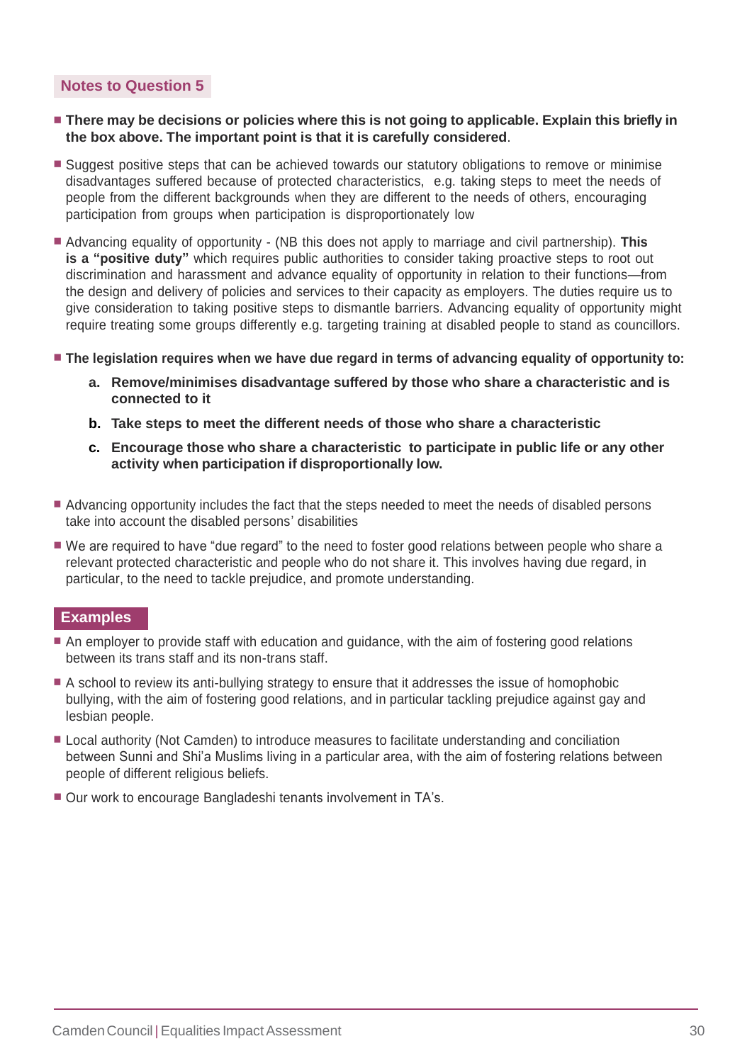## Notes to Question 5

- **There may be decisions or policies where this is not going to applicable. Explain this briefly in the box above. The important point is that it is carefully considered**.
- Suggest positive steps that can be achieved towards our statutory obligations to remove or minimise disadvantages suffered because of protected characteristics, e.g. taking steps to meet the needs of people from the different backgrounds when they are different to the needs of others, encouraging participation from groups when participation is disproportionately low
- Advancing equality of opportunity - (NB this does not apply to marriage and civil partnership). **This is a "positive duty"** which requires public authorities to consider taking proactive steps to root out discrimination and harassment and advance equality of opportunity in relation to their functions—from the design and delivery of policies and services to their capacity as employers. The duties require us to give consideration to taking positive steps to dismantle barriers. Advancing equality of opportunity might require treating some groups differently e.g. targeting training at disabled people to stand as councillors.
- **The legislation requires when we have due regard in terms of advancing equality of opportunity to:**
  - **a. Remove/minimises disadvantage suffered by those who share a characteristic and is connected to it**
  - **b. Take steps to meet the different needs of those who share a characteristic**
  - **c. Encourage those who share a characteristic to participate in public life or any other activity when participation if disproportionally low.**
- Advancing opportunity includes the fact that the steps needed to meet the needs of disabled persons take into account the disabled persons' disabilities
- We are required to have "due regard" to the need to foster good relations between people who share a relevant protected characteristic and people who do not share it. This involves having due regard, in particular, to the need to tackle prejudice, and promote understanding.

## Examples

- An employer to provide staff with education and guidance, with the aim of fostering good relations between its trans staff and its non-trans staff.
- A school to review its anti-bullying strategy to ensure that it addresses the issue of homophobic bullying, with the aim of fostering good relations, and in particular tackling prejudice against gay and lesbian people.
- Local authority (Not Camden) to introduce measures to facilitate understanding and conciliation between Sunni and Shi'a Muslims living in a particular area, with the aim of fostering relations between people of different religious beliefs.
- Our work to encourage Bangladeshi tenants involvement in TA's.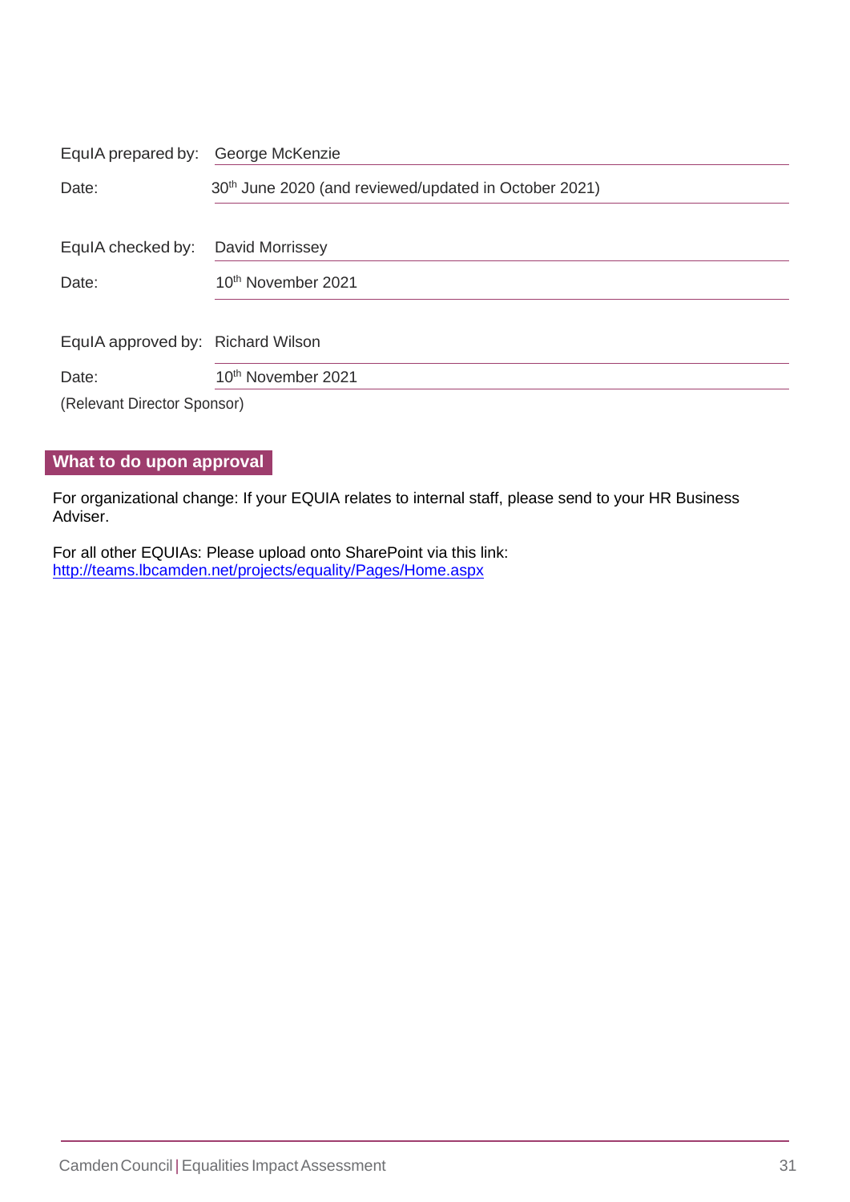| | |
|---|---|
| EqulA prepared by: | George McKenzie |
| Date: | 30th June 2020 (and reviewed/updated in October 2021) |
| EqulA checked by: | David Morrissey |
| Date: | 10th November 2021 |
| EqulA approved by: | Richard Wilson |
| Date: | 10th November 2021 |

(Relevant Director Sponsor)

## What to do upon approval

For organizational change: If your EQUIA relates to internal staff, please send to your HR Business Adviser.

For all other EQUIAs: Please upload onto SharePoint via this link:
http://teams.lbcamden.net/projects/equality/Pages/Home.aspx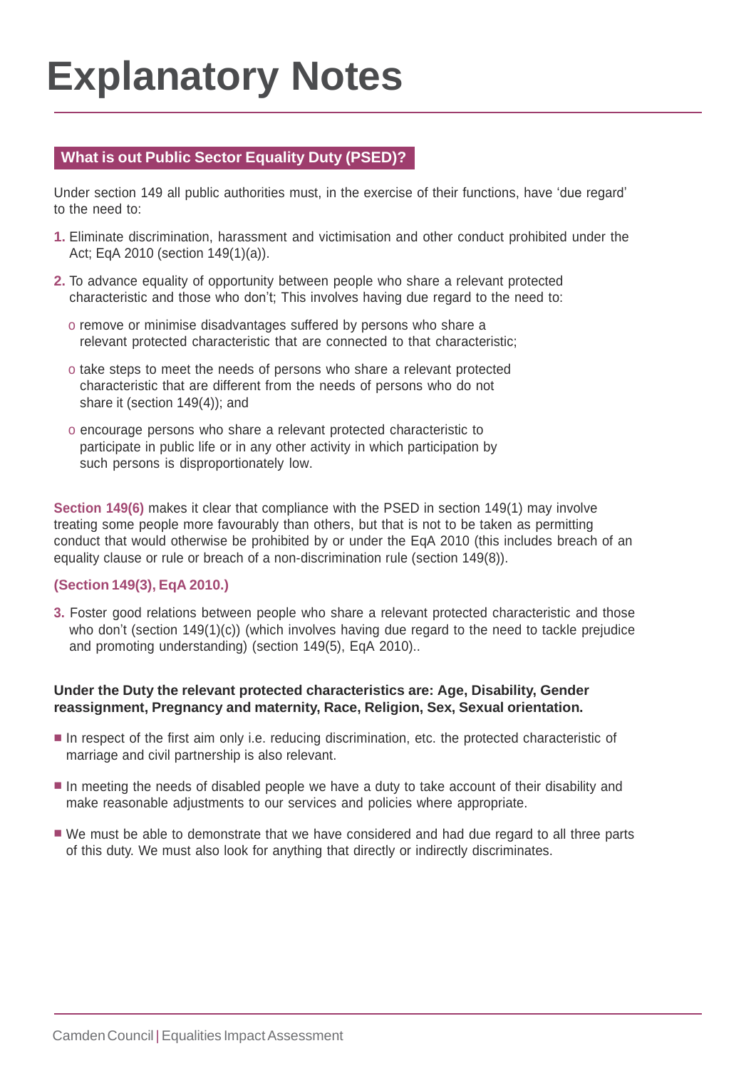# Explanatory Notes

## What is out Public Sector Equality Duty (PSED)?

Under section 149 all public authorities must, in the exercise of their functions, have 'due regard' to the need to:

1. Eliminate discrimination, harassment and victimisation and other conduct prohibited under the Act; EqA 2010 (section 149(1)(a)).

2. To advance equality of opportunity between people who share a relevant protected characteristic and those who don't; This involves having due regard to the need to:

   - remove or minimise disadvantages suffered by persons who share a relevant protected characteristic that are connected to that characteristic;

   - take steps to meet the needs of persons who share a relevant protected characteristic that are different from the needs of persons who do not share it (section 149(4)); and

   - encourage persons who share a relevant protected characteristic to participate in public life or in any other activity in which participation by such persons is disproportionately low.

**Section 149(6)** makes it clear that compliance with the PSED in section 149(1) may involve treating some people more favourably than others, but that is not to be taken as permitting conduct that would otherwise be prohibited by or under the EqA 2010 (this includes breach of an equality clause or rule or breach of a non-discrimination rule (section 149(8)).

**(Section 149(3), EqA 2010.)**

3. Foster good relations between people who share a relevant protected characteristic and those who don't (section 149(1)(c)) (which involves having due regard to the need to tackle prejudice and promoting understanding) (section 149(5), EqA 2010)..

**Under the Duty the relevant protected characteristics are: Age, Disability, Gender reassignment, Pregnancy and maternity, Race, Religion, Sex, Sexual orientation.**

- In respect of the first aim only i.e. reducing discrimination, etc. the protected characteristic of marriage and civil partnership is also relevant.

- In meeting the needs of disabled people we have a duty to take account of their disability and make reasonable adjustments to our services and policies where appropriate.

- We must be able to demonstrate that we have considered and had due regard to all three parts of this duty. We must also look for anything that directly or indirectly discriminates.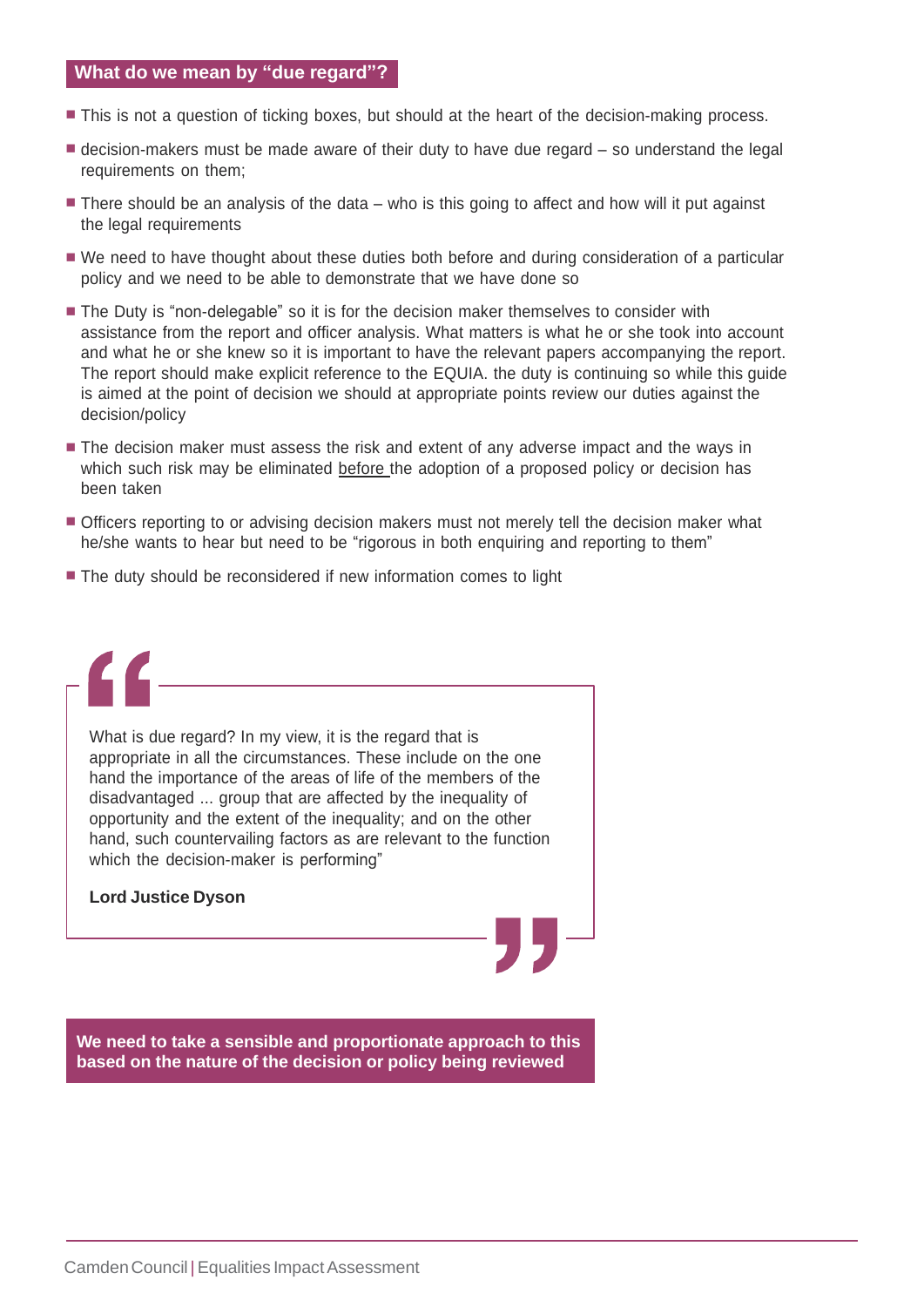## What do we mean by "due regard"?

- This is not a question of ticking boxes, but should at the heart of the decision-making process.
- decision-makers must be made aware of their duty to have due regard – so understand the legal requirements on them;
- There should be an analysis of the data – who is this going to affect and how will it put against the legal requirements
- We need to have thought about these duties both before and during consideration of a particular policy and we need to be able to demonstrate that we have done so
- The Duty is "non-delegable" so it is for the decision maker themselves to consider with assistance from the report and officer analysis. What matters is what he or she took into account and what he or she knew so it is important to have the relevant papers accompanying the report. The report should make explicit reference to the EQUIA. the duty is continuing so while this guide is aimed at the point of decision we should at appropriate points review our duties against the decision/policy
- The decision maker must assess the risk and extent of any adverse impact and the ways in which such risk may be eliminated before the adoption of a proposed policy or decision has been taken
- Officers reporting to or advising decision makers must not merely tell the decision maker what he/she wants to hear but need to be "rigorous in both enquiring and reporting to them"
- The duty should be reconsidered if new information comes to light

> What is due regard? In my view, it is the regard that is appropriate in all the circumstances. These include on the one hand the importance of the areas of life of the members of the disadvantaged ... group that are affected by the inequality of opportunity and the extent of the inequality; and on the other hand, such countervailing factors as are relevant to the function which the decision-maker is performing"
>
> **Lord Justice Dyson**

**We need to take a sensible and proportionate approach to this based on the nature of the decision or policy being reviewed**